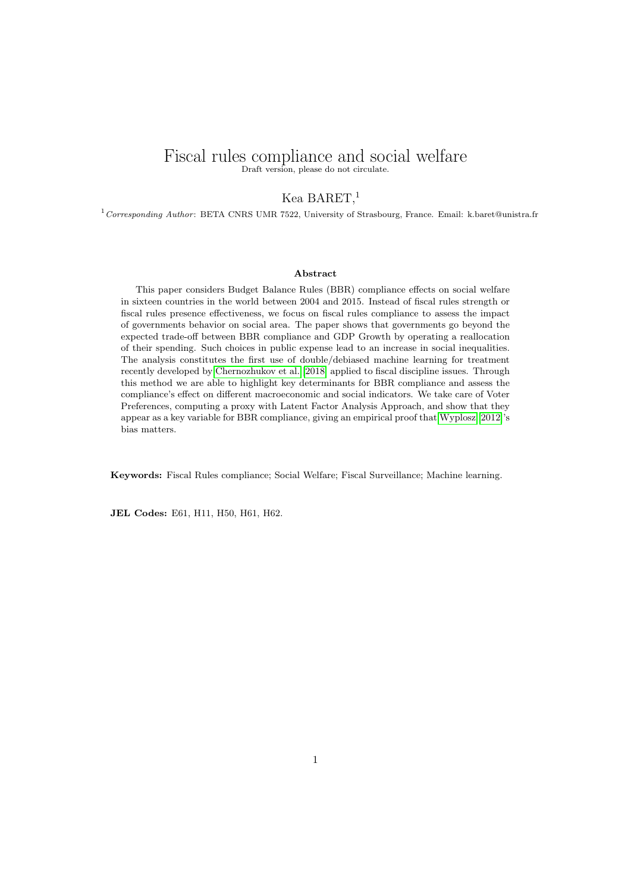# Fiscal rules compliance and social welfare

Draft version, please do not circulate.

Kea BARET,[1]

[1] *Corresponding Author*: BETA CNRS UMR 7522, University of Strasbourg, France. Email: k.baret@unistra.fr

### Abstract

This paper considers Budget Balance Rules (BBR) compliance effects on social welfare in sixteen countries in the world between 2004 and 2015. Instead of fiscal rules strength or fiscal rules presence effectiveness, we focus on fiscal rules compliance to assess the impact of governments behavior on social area. The paper shows that governments go beyond the expected trade-off between BBR compliance and GDP Growth by operating a reallocation of their spending. Such choices in public expense lead to an increase in social inequalities. The analysis constitutes the first use of double/debiased machine learning for treatment recently developed by Chernozhukov et al. (2018) applied to fiscal discipline issues. Through this method we are able to highlight key determinants for BBR compliance and assess the compliance's effect on different macroeconomic and social indicators. We take care of Voter Preferences, computing a proxy with Latent Factor Analysis Approach, and show that they appear as a key variable for BBR compliance, giving an empirical proof that Wyplosz (2012)'s bias matters.

**Keywords:** Fiscal Rules compliance; Social Welfare; Fiscal Surveillance; Machine learning.

**JEL Codes:** E61, H11, H50, H61, H62.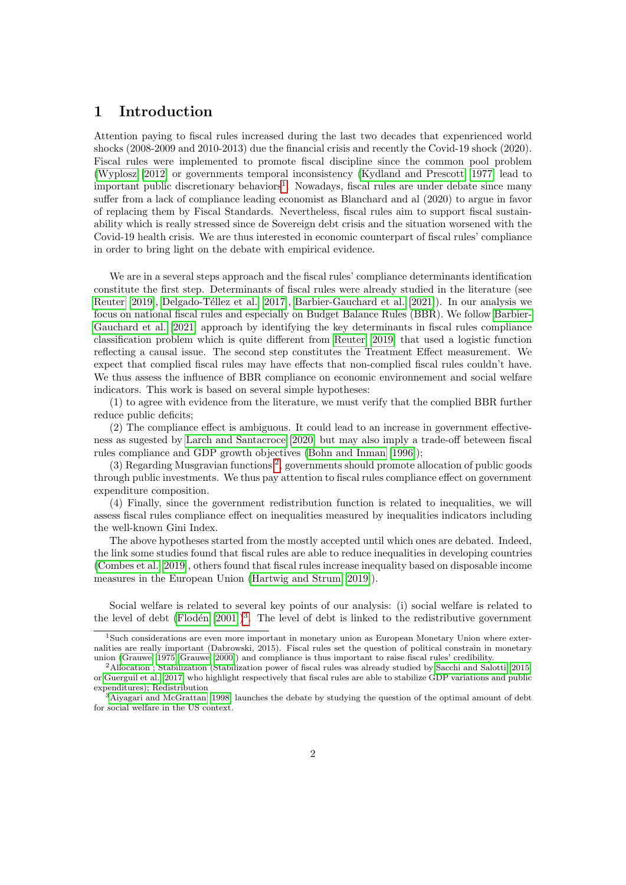# 1 Introduction

Attention paying to fiscal rules increased during the last two decades that expenrienced world shocks (2008-2009 and 2010-2013) due the financial crisis and recently the Covid-19 shock (2020). Fiscal rules were implemented to promote fiscal discipline since the common pool problem (Wyplosz [2012] or governments temporal inconsistency (Kydland and Prescott [1977] lead to important public discretionary behaviors[1]. Nowadays, fiscal rules are under debate since many suffer from a lack of compliance leading economist as Blanchard and al (2020) to argue in favor of replacing them by Fiscal Standards. Nevertheless, fiscal rules aim to support fiscal sustainability which is really stressed since de Sovereign debt crisis and the situation worsened with the Covid-19 health crisis. We are thus interested in economic counterpart of fiscal rules' compliance in order to bring light on the debate with empirical evidence.

We are in a several steps approach and the fiscal rules' compliance determinants identification constitute the first step. Determinants of fiscal rules were already studied in the literature (see Reuter [2019], Delgado-Téllez et al. [2017], Barbier-Gauchard et al. [2021]). In our analysis we focus on national fiscal rules and especially on Budget Balance Rules (BBR). We follow Barbier-Gauchard et al. [2021] approach by identifying the key determinants in fiscal rules compliance classification problem which is quite different from Reuter [2019] that used a logistic function reflecting a causal issue. The second step constitutes the Treatment Effect measurement. We expect that complied fiscal rules may have effects that non-complied fiscal rules couldn't have. We thus assess the influence of BBR compliance on economic environnement and social welfare indicators. This work is based on several simple hypotheses:

(1) to agree with evidence from the literature, we must verify that the complied BBR further reduce public deficits;

(2) The compliance effect is ambiguous. It could lead to an increase in government effectiveness as sugested by Larch and Santacroce [2020] but may also imply a trade-off beteween fiscal rules compliance and GDP growth objectives (Bohn and Inman [1996]);

(3) Regarding Musgravian functions[2], governments should promote allocation of public goods through public investments. We thus pay attention to fiscal rules compliance effect on government expenditure composition.

(4) Finally, since the government redistribution function is related to inequalities, we will assess fiscal rules compliance effect on inequalities measured by inequalities indicators including the well-known Gini Index.

The above hypotheses started from the mostly accepted until which ones are debated. Indeed, the link some studies found that fiscal rules are able to reduce inequalities in developing countries (Combes et al. [2019], others found that fiscal rules increase inequality based on disposable income measures in the European Union (Hartwig and Strum [2019]).

Social welfare is related to several key points of our analysis: (i) social welfare is related to the level of debt (Flodén [2001])[3]. The level of debt is linked to the redistributive government

---

[1] Such considerations are even more important in monetary union as European Monetary Union where externalities are really important (Dabrowski, 2015). Fiscal rules set the question of political constrain in monetary union (Grauwe [1975], Grauwe [2000]) and compliance is thus important to raise fiscal rules' credibility.

[2] Allocation ; Stabilization (Stabilization power of fiscal rules was already studied by Sacchi and Salotti [2015] or Guerguil et al. [2017] who highlight respectively that fiscal rules are able to stabilize GDP variations and public expenditures); Redistribution

[3] Aiyagari and McGrattan [1998] launches the debate by studying the question of the optimal amount of debt for social welfare in the US context.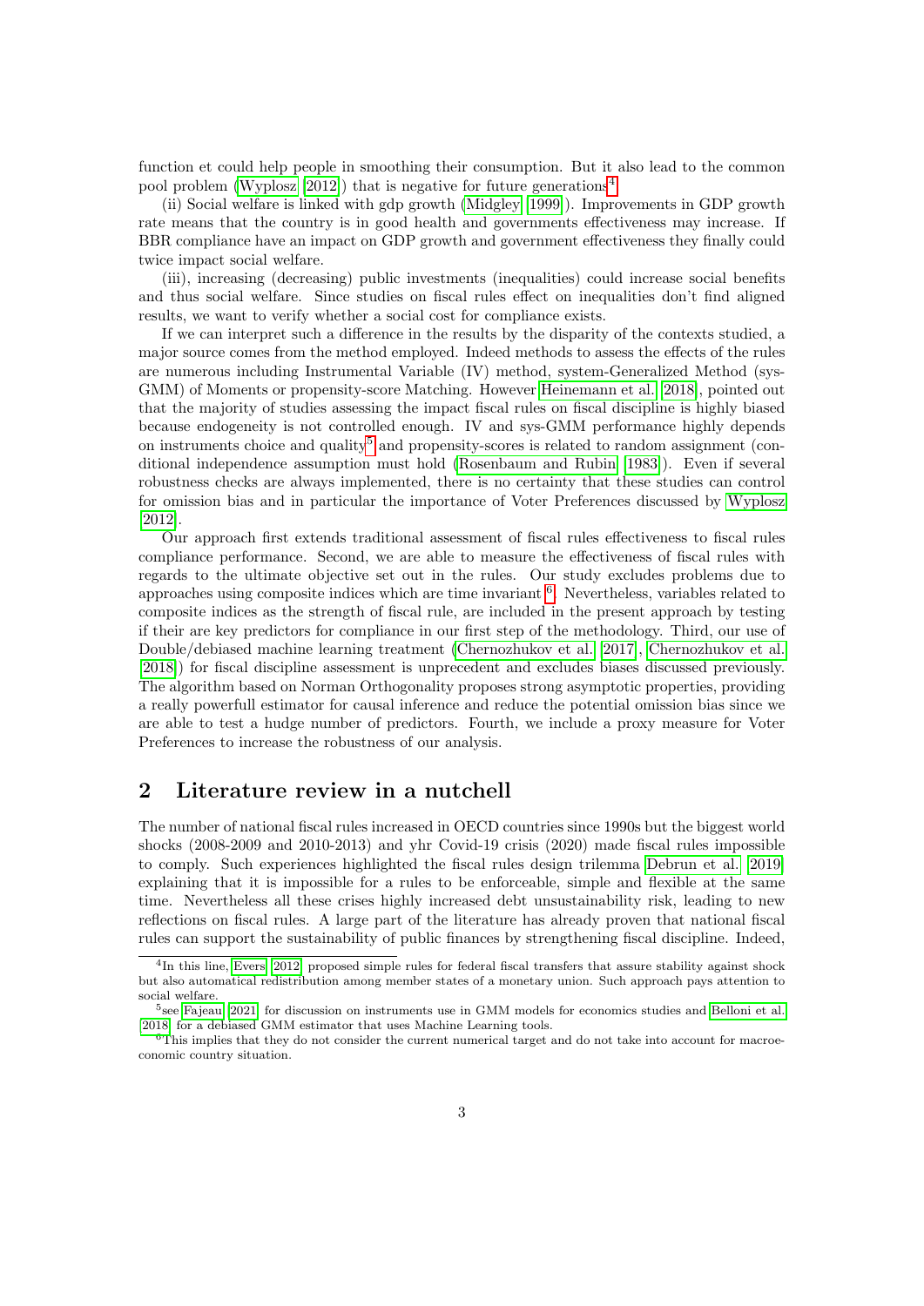function et could help people in smoothing their consumption. But it also lead to the common pool problem (Wyplosz [2012]) that is negative for future generations[4].

(ii) Social welfare is linked with gdp growth (Midgley [1999]). Improvements in GDP growth rate means that the country is in good health and governments effectiveness may increase. If BBR compliance have an impact on GDP growth and government effectiveness they finally could twice impact social welfare.

(iii), increasing (decreasing) public investments (inequalities) could increase social benefits and thus social welfare. Since studies on fiscal rules effect on inequalities don't find aligned results, we want to verify whether a social cost for compliance exists.

If we can interpret such a difference in the results by the disparity of the contexts studied, a major source comes from the method employed. Indeed methods to assess the effects of the rules are numerous including Instrumental Variable (IV) method, system-Generalized Method (sys-GMM) of Moments or propensity-score Matching. However Heinemann et al. [2018], pointed out that the majority of studies assessing the impact fiscal rules on fiscal discipline is highly biased because endogeneity is not controlled enough. IV and sys-GMM performance highly depends on instruments choice and quality[5] and propensity-scores is related to random assignment (conditional independence assumption must hold (Rosenbaum and Rubin [1983]). Even if several robustness checks are always implemented, there is no certainty that these studies can control for omission bias and in particular the importance of Voter Preferences discussed by Wyplosz [2012].

Our approach first extends traditional assessment of fiscal rules effectiveness to fiscal rules compliance performance. Second, we are able to measure the effectiveness of fiscal rules with regards to the ultimate objective set out in the rules. Our study excludes problems due to approaches using composite indices which are time invariant [6]. Nevertheless, variables related to composite indices as the strength of fiscal rule, are included in the present approach by testing if their are key predictors for compliance in our first step of the methodology. Third, our use of Double/debiased machine learning treatment (Chernozhukov et al. [2017], Chernozhukov et al. [2018]) for fiscal discipline assessment is unprecedent and excludes biases discussed previously. The algorithm based on Norman Orthogonality proposes strong asymptotic properties, providing a really powerfull estimator for causal inference and reduce the potential omission bias since we are able to test a hudge number of predictors. Fourth, we include a proxy measure for Voter Preferences to increase the robustness of our analysis.

## 2 Literature review in a nutchell

The number of national fiscal rules increased in OECD countries since 1990s but the biggest world shocks (2008-2009 and 2010-2013) and yhr Covid-19 crisis (2020) made fiscal rules impossible to comply. Such experiences highlighted the fiscal rules design trilemma Debrun et al. [2019] explaining that it is impossible for a rules to be enforceable, simple and flexible at the same time. Nevertheless all these crises highly increased debt unsustainability risk, leading to new reflections on fiscal rules. A large part of the literature has already proven that national fiscal rules can support the sustainability of public finances by strengthening fiscal discipline. Indeed,

[4] In this line, Evers [2012] proposed simple rules for federal fiscal transfers that assure stability against shock but also automatical redistribution among member states of a monetary union. Such approach pays attention to social welfare.

[5] see Fajeau [2021] for discussion on instruments use in GMM models for economics studies and Belloni et al. [2018] for a debiased GMM estimator that uses Machine Learning tools.

[6] This implies that they do not consider the current numerical target and do not take into account for macroeconomic country situation.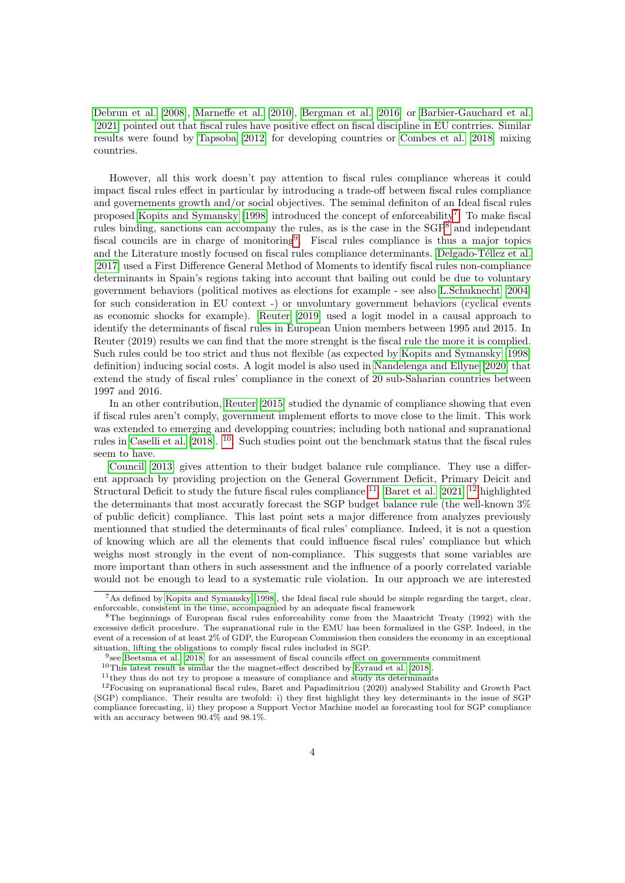Debrun et al. [2008], Marneffe et al. [2010], Bergman et al. [2016] or Barbier-Gauchard et al. [2021] pointed out that fiscal rules have positive effect on fiscal discipline in EU contrries. Similar results were found by Tapsoba [2012] for developing countries or Combes et al. [2018] mixing countries.

However, all this work doesn't pay attention to fiscal rules compliance whereas it could impact fiscal rules effect in particular by introducing a trade-off between fiscal rules compliance and governements growth and/or social objectives. The seminal definiton of an Ideal fiscal rules proposed Kopits and Symansky [1998] introduced the concept of enforceability[7]. To make fiscal rules binding, sanctions can accompany the rules, as is the case in the SGP[8] and independant fiscal councils are in charge of monitoring[9]. Fiscal rules compliance is thus a major topics and the Literature mostly focused on fiscal rules compliance determinants. Delgado-Téllez et al. [2017] used a First Difference General Method of Moments to identify fiscal rules non-compliance determinants in Spain's regions taking into account that bailing out could be due to voluntary government behaviors (political motives as elections for example - see also L.Schuknecht [2004] for such consideration in EU context -) or unvoluntary government behaviors (cyclical events as economic shocks for example). Reuter [2019] used a logit model in a causal approach to identify the determinants of fiscal rules in European Union members between 1995 and 2015. In Reuter (2019) results we can find that the more strenght is the fiscal rule the more it is complied. Such rules could be too strict and thus not flexible (as expected by Kopits and Symansky [1998] definition) inducing social costs. A logit model is also used in Nandelenga and Ellyne [2020] that extend the study of fiscal rules' compliance in the conext of 20 sub-Saharian countries between 1997 and 2016.

In an other contribution, Reuter [2015] studied the dynamic of compliance showing that even if fiscal rules aren't comply, government implement efforts to move close to the limit. This work was extended to emerging and developping countries; including both national and supranational rules in Caselli et al. [2018]. [10]. Such studies point out the benchmark status that the fiscal rules seem to have.

Council [2013] gives attention to their budget balance rule compliance. They use a different approach by providing projection on the General Government Deficit, Primary Deicit and Structural Deficit to study the future fiscal rules compliance[11]. Baret et al. [2021] [12] highlighted the determinants that most accuratly forecast the SGP budget balance rule (the well-known 3% of public deficit) compliance. This last point sets a major difference from analyzes previously mentionned that studied the determinants of fical rules' compliance. Indeed, it is not a question of knowing which are all the elements that could influence fiscal rules' compliance but which weighs most strongly in the event of non-compliance. This suggests that some variables are more important than others in such assessment and the influence of a poorly correlated variable would not be enough to lead to a systematic rule violation. In our approach we are interested

[7] As defined by Kopits and Symansky [1998], the Ideal fiscal rule should be simple regarding the target, clear, enforceable, consistent in the time, accompagnied by an adequate fiscal framework

[8] The beginnings of European fiscal rules enforceability come from the Maastricht Treaty (1992) with the excessive deficit procedure. The supranational rule in the EMU has been formalized in the GSP. Indeed, in the event of a recession of at least 2% of GDP, the European Commission then considers the economy in an exceptional situation, lifting the obligations to comply fiscal rules included in SGP.

[9] see Beetsma et al. [2018] for an assessment of fiscal councils effect on governments commitment

[10] This latest result is similar the the magnet-effect described by Eyraud et al. [2018].

[11] they thus do not try to propose a measure of compliance and study its determinants

[12] Focusing on supranational fiscal rules, Baret and Papadimitriou (2020) analysed Stability and Growth Pact (SGP) compliance. Their results are twofold: i) they first highlight they key determinants in the issue of SGP compliance forecasting, ii) they propose a Support Vector Machine model as forecasting tool for SGP compliance with an accuracy between 90.4% and 98.1%.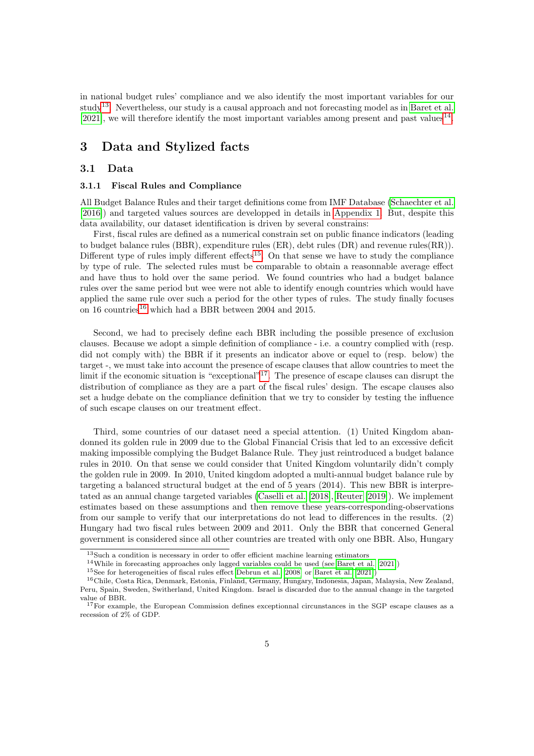in national budget rules' compliance and we also identify the most important variables for our study[13]. Nevertheless, our study is a causal approach and not forecasting model as in Baret et al. [2021], we will therefore identify the most important variables among present and past values[14].

# 3 Data and Stylized facts

## 3.1 Data

### 3.1.1 Fiscal Rules and Compliance

All Budget Balance Rules and their target definitions come from IMF Database (Schaechter et al. [2016]) and targeted values sources are developped in details in Appendix 1. But, despite this data availability, our dataset identification is driven by several constrains:

First, fiscal rules are defined as a numerical constrain set on public finance indicators (leading to budget balance rules (BBR), expenditure rules (ER), debt rules (DR) and revenue rules(RR)). Different type of rules imply different effects[15]. On that sense we have to study the compliance by type of rule. The selected rules must be comparable to obtain a reasonnable average effect and have thus to hold over the same period. We found countries who had a budget balance rules over the same period but wee were not able to identify enough countries which would have applied the same rule over such a period for the other types of rules. The study finally focuses on 16 countries[16] which had a BBR between 2004 and 2015.

Second, we had to precisely define each BBR including the possible presence of exclusion clauses. Because we adopt a simple definition of compliance - i.e. a country complied with (resp. did not comply with) the BBR if it presents an indicator above or equel to (resp. below) the target -, we must take into account the presence of escape clauses that allow countries to meet the limit if the economic situation is "exceptional"[17]. The presence of escape clauses can disrupt the distribution of compliance as they are a part of the fiscal rules' design. The escape clauses also set a hudge debate on the compliance definition that we try to consider by testing the influence of such escape clauses on our treatment effect.

Third, some countries of our dataset need a special attention. (1) United Kingdom abandonned its golden rule in 2009 due to the Global Financial Crisis that led to an excessive deficit making impossible complying the Budget Balance Rule. They just reintroduced a budget balance rules in 2010. On that sense we could consider that United Kingdom voluntarily didn't comply the golden rule in 2009. In 2010, United kingdom adopted a multi-annual budget balance rule by targeting a balanced structural budget at the end of 5 years (2014). This new BBR is interpretated as an annual change targeted variables (Caselli et al. [2018], Reuter [2019]). We implement estimates based on these assumptions and then remove these years-corresponding-observations from our sample to verify that our interpretations do not lead to differences in the results. (2) Hungary had two fiscal rules between 2009 and 2011. Only the BBR that concerned General government is considered since all other countries are treated with only one BBR. Also, Hungary

---

[13] Such a condition is necessary in order to offer efficient machine learning estimators

[14] While in forecasting approaches only lagged variables could be used (see Baret et al. [2021])

[15] See for heterogeneities of fiscal rules effect Debrun et al. [2008] or Baret et al. [2021])

[16] Chile, Costa Rica, Denmark, Estonia, Finland, Germany, Hungary, Indonesia, Japan, Malaysia, New Zealand, Peru, Spain, Sweden, Switherland, United Kingdom. Israel is discarded due to the annual change in the targeted value of BBR.

[17] For example, the European Commission defines exceptionnal circumstances in the SGP escape clauses as a recession of 2% of GDP.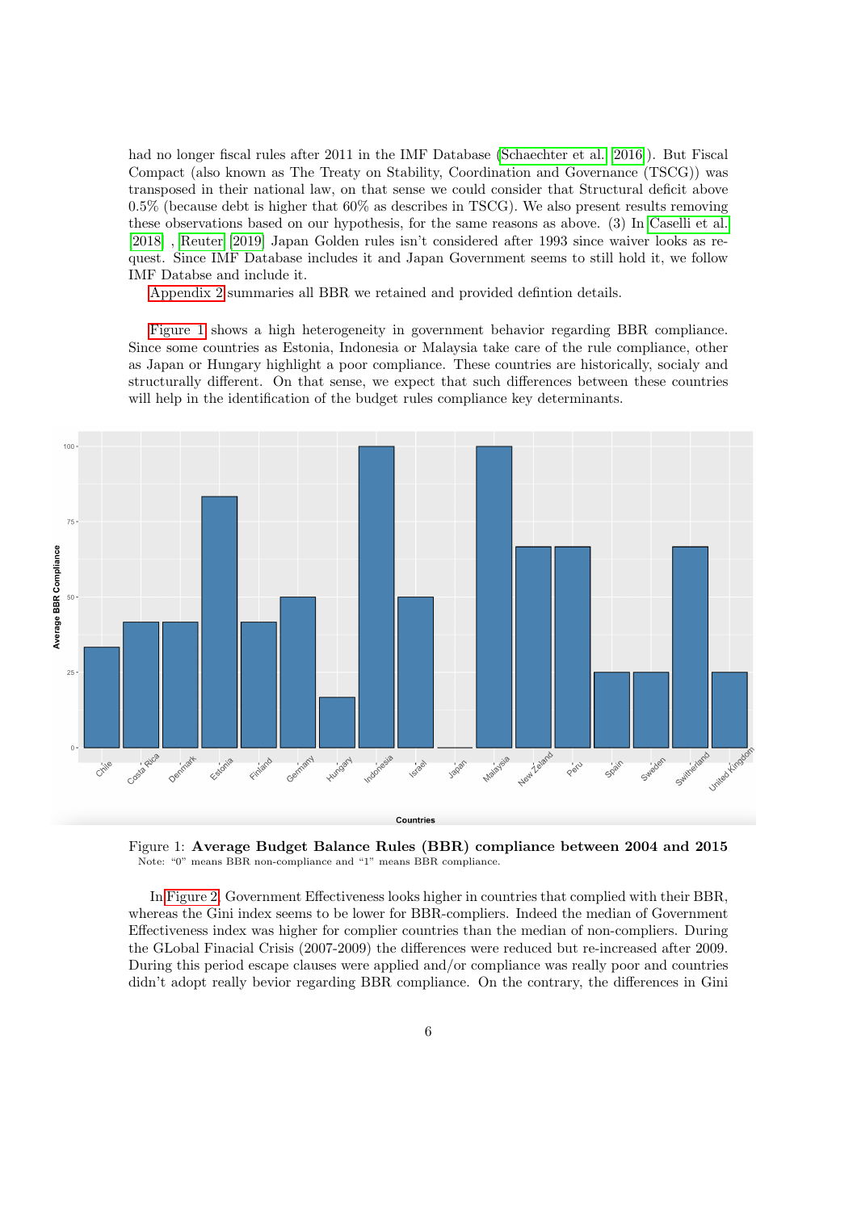had no longer fiscal rules after 2011 in the IMF Database (Schaechter et al. 2016). But Fiscal Compact (also known as The Treaty on Stability, Coordination and Governance (TSCG)) was transposed in their national law, on that sense we could consider that Structural deficit above 0.5% (because debt is higher that 60% as describes in TSCG). We also present results removing these observations based on our hypothesis, for the same reasons as above. (3) In Caselli et al. 2018 , Reuter 2019 Japan Golden rules isn't considered after 1993 since waiver looks as request. Since IMF Database includes it and Japan Government seems to still hold it, we follow IMF Databse and include it.

Appendix 2 summaries all BBR we retained and provided defintion details.

Figure 1 shows a high heterogeneity in government behavior regarding BBR compliance. Since some countries as Estonia, Indonesia or Malaysia take care of the rule compliance, other as Japan or Hungary highlight a poor compliance. These countries are historically, socialy and structurally different. On that sense, we expect that such differences between these countries will help in the identification of the budget rules compliance key determinants.

Figure 1: **Average Budget Balance Rules (BBR) compliance between 2004 and 2015**
Note: "0" means BBR non-compliance and "1" means BBR compliance.

In Figure 2, Government Effectiveness looks higher in countries that complied with their BBR, whereas the Gini index seems to be lower for BBR-compliers. Indeed the median of Government Effectiveness index was higher for complier countries than the median of non-compliers. During the GLobal Finacial Crisis (2007-2009) the differences were reduced but re-increased after 2009. During this period escape clauses were applied and/or compliance was really poor and countries didn't adopt really bevior regarding BBR compliance. On the contrary, the differences in Gini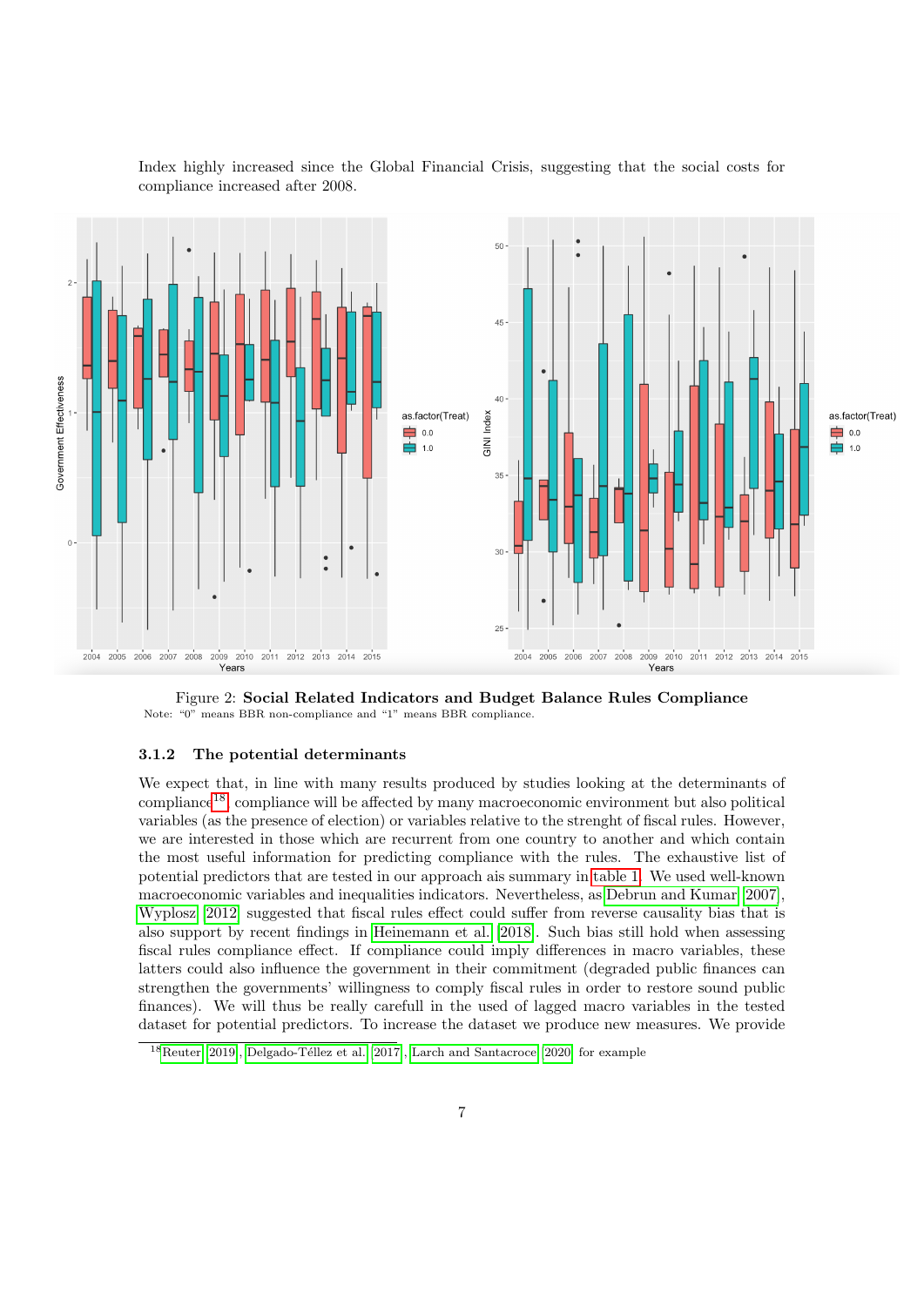Index highly increased since the Global Financial Crisis, suggesting that the social costs for compliance increased after 2008.

Figure 2: **Social Related Indicators and Budget Balance Rules Compliance**

Note: "0" means BBR non-compliance and "1" means BBR compliance.

### 3.1.2 The potential determinants

We expect that, in line with many results produced by studies looking at the determinants of compliance[18], compliance will be affected by many macroeconomic environment but also political variables (as the presence of election) or variables relative to the strenght of fiscal rules. However, we are interested in those which are recurrent from one country to another and which contain the most useful information for predicting compliance with the rules. The exhaustive list of potential predictors that are tested in our approach ais summary in table 1. We used well-known macroeconomic variables and inequalities indicators. Nevertheless, as Debrun and Kumar (2007), Wyplosz (2012) suggested that fiscal rules effect could suffer from reverse causality bias that is also support by recent findings in Heinemann et al. (2018). Such bias still hold when assessing fiscal rules compliance effect. If compliance could imply differences in macro variables, these latters could also influence the government in their commitment (degraded public finances can strengthen the governments' willingness to comply fiscal rules in order to restore sound public finances). We will thus be really carefull in the used of lagged macro variables in the tested dataset for potential predictors. To increase the dataset we produce new measures. We provide

[18] Reuter (2019), Delgado-Téllez et al. (2017), Larch and Santacroce (2020) for example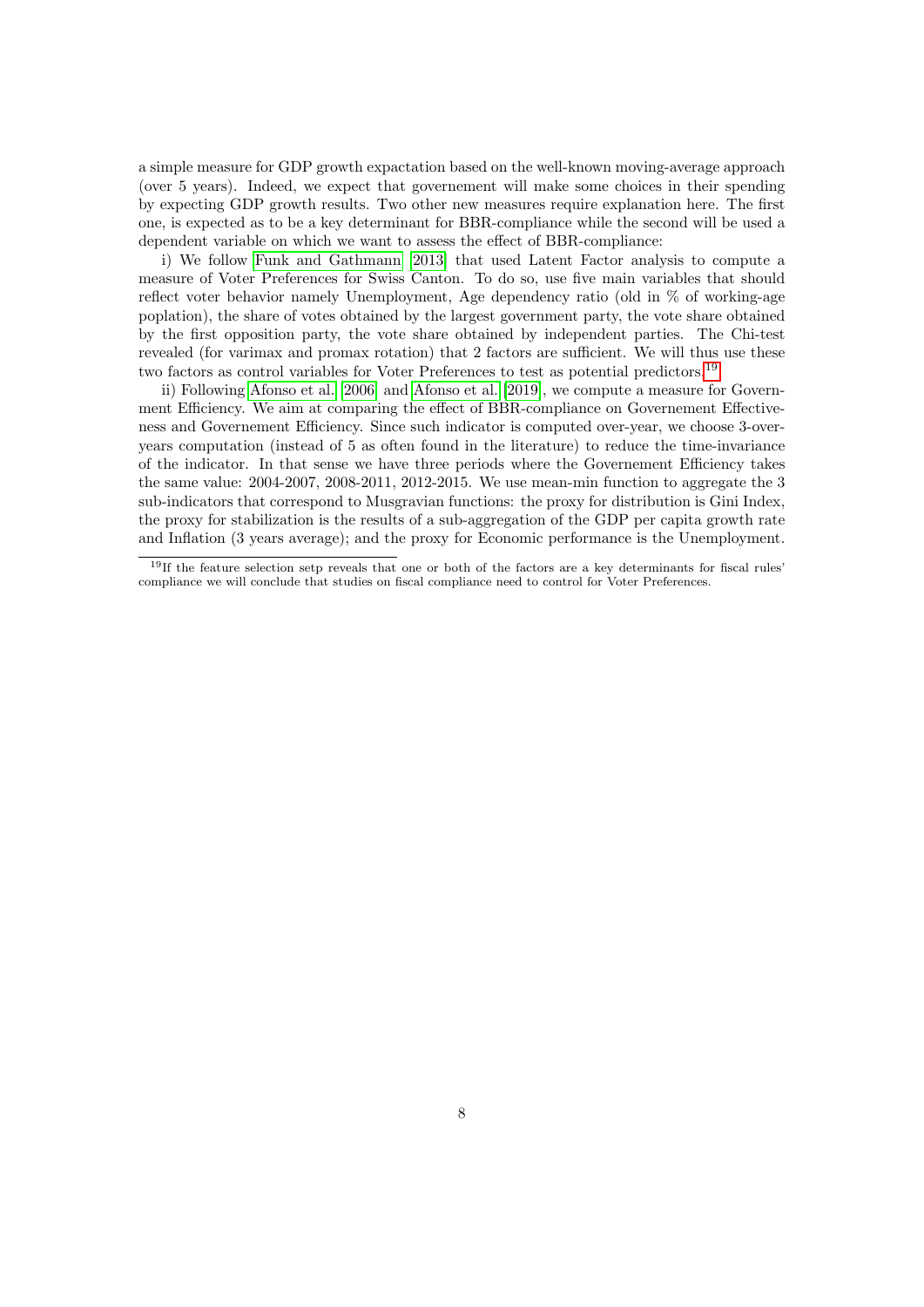a simple measure for GDP growth expactation based on the well-known moving-average approach (over 5 years). Indeed, we expect that governement will make some choices in their spending by expecting GDP growth results. Two other new measures require explanation here. The first one, is expected as to be a key determinant for BBR-compliance while the second will be used a dependent variable on which we want to assess the effect of BBR-compliance:

i) We follow Funk and Gathmann [2013] that used Latent Factor analysis to compute a measure of Voter Preferences for Swiss Canton. To do so, use five main variables that should reflect voter behavior namely Unemployment, Age dependency ratio (old in % of working-age poplation), the share of votes obtained by the largest government party, the vote share obtained by the first opposition party, the vote share obtained by independent parties. The Chi-test revealed (for varimax and promax rotation) that 2 factors are sufficient. We will thus use these two factors as control variables for Voter Preferences to test as potential predictors.[19]

ii) Following Afonso et al. [2006] and Afonso et al. [2019], we compute a measure for Government Efficiency. We aim at comparing the effect of BBR-compliance on Governement Effectiveness and Governement Efficiency. Since such indicator is computed over-year, we choose 3-over-years computation (instead of 5 as often found in the literature) to reduce the time-invariance of the indicator. In that sense we have three periods where the Governement Efficiency takes the same value: 2004-2007, 2008-2011, 2012-2015. We use mean-min function to aggregate the 3 sub-indicators that correspond to Musgravian functions: the proxy for distribution is Gini Index, the proxy for stabilization is the results of a sub-aggregation of the GDP per capita growth rate and Inflation (3 years average); and the proxy for Economic performance is the Unemployment.

[19] If the feature selection setp reveals that one or both of the factors are a key determinants for fiscal rules' compliance we will conclude that studies on fiscal compliance need to control for Voter Preferences.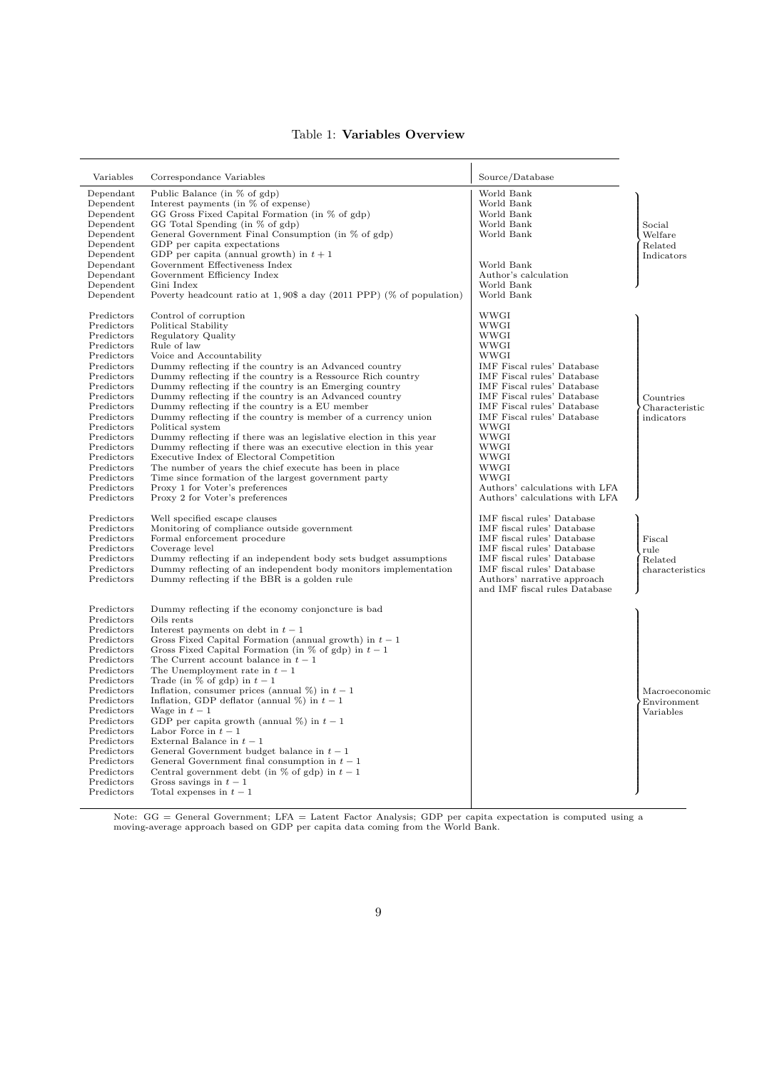Table 1: **Variables Overview**

| Variables | Correspondance Variables | Source/Database | |
|---|---|---|---|
| Dependant | Public Balance (in % of gdp) | World Bank | Social Welfare Related Indicators |
| Dependent | Interest payments (in % of expense) | World Bank | |
| Dependent | GG Gross Fixed Capital Formation (in % of gdp) | World Bank | |
| Dependent | GG Total Spending (in % of gdp) | World Bank | |
| Dependent | General Government Final Consumption (in % of gdp) | World Bank | |
| Dependent | GDP per capita expectations | | |
| Dependent | GDP per capita (annual growth) in $t+1$ | | |
| Dependant | Government Effectiveness Index | World Bank | |
| Dependant | Government Efficiency Index | Author's calculation | |
| Dependent | Gini Index | World Bank | |
| Dependent | Poverty headcount ratio at 1,90$ a day (2011 PPP) (% of population) | World Bank | |
| Predictors | Control of corruption | WWGI | Countries Characteristic indicators |
| Predictors | Political Stability | WWGI | |
| Predictors | Regulatory Quality | WWGI | |
| Predictors | Rule of law | WWGI | |
| Predictors | Voice and Accountability | WWGI | |
| Predictors | Dummy reflecting if the country is an Advanced country | IMF Fiscal rules' Database | |
| Predictors | Dummy reflecting if the country is a Ressource Rich country | IMF Fiscal rules' Database | |
| Predictors | Dummy reflecting if the country is an Emerging country | IMF Fiscal rules' Database | |
| Predictors | Dummy reflecting if the country is an Advanced country | IMF Fiscal rules' Database | |
| Predictors | Dummy reflecting if the country is a EU member | IMF Fiscal rules' Database | |
| Predictors | Dummy reflecting if the country is member of a currency union | IMF Fiscal rules' Database | |
| Predictors | Political system | WWGI | |
| Predictors | Dummy reflecting if there was an legislative election in this year | WWGI | |
| Predictors | Dummy reflecting if there was an executive election in this year | WWGI | |
| Predictors | Executive Index of Electoral Competition | WWGI | |
| Predictors | The number of years the chief execute has been in place | WWGI | |
| Predictors | Time since formation of the largest government party | WWGI | |
| Predictors | Proxy 1 for Voter's preferences | Authors' calculations with LFA | |
| Predictors | Proxy 2 for Voter's preferences | Authors' calculations with LFA | |
| Predictors | Well specified escape clauses | IMF fiscal rules' Database | Fiscal rule Related characteristics |
| Predictors | Monitoring of compliance outside government | IMF fiscal rules' Database | |
| Predictors | Formal enforcement procedure | IMF fiscal rules' Database | |
| Predictors | Coverage level | IMF fiscal rules' Database | |
| Predictors | Dummy reflecting if an independent body sets budget assumptions | IMF fiscal rules' Database | |
| Predictors | Dummy reflecting of an independent body monitors implementation | IMF fiscal rules' Database | |
| Predictors | Dummy reflecting if the BBR is a golden rule | Authors' narrative approach and IMF fiscal rules Database | |
| Predictors | Dummy reflecting if the economy conjoncture is bad | | Macroeconomic Environment Variables |
| Predictors | Oils rents | | |
| Predictors | Interest payments on debt in $t-1$ | | |
| Predictors | Gross Fixed Capital Formation (annual growth) in $t-1$ | | |
| Predictors | Gross Fixed Capital Formation (in % of gdp) in $t-1$ | | |
| Predictors | The Current account balance in $t-1$ | | |
| Predictors | The Unemployment rate in $t-1$ | | |
| Predictors | Trade (in % of gdp) in $t-1$ | | |
| Predictors | Inflation, consumer prices (annual %) in $t-1$ | | |
| Predictors | Inflation, GDP deflator (annual %) in $t-1$ | | |
| Predictors | Wage in $t-1$ | | |
| Predictors | GDP per capita growth (annual %) in $t-1$ | | |
| Predictors | Labor Force in $t-1$ | | |
| Predictors | External Balance in $t-1$ | | |
| Predictors | General Government budget balance in $t-1$ | | |
| Predictors | General Government final consumption in $t-1$ | | |
| Predictors | Central government debt (in % of gdp) in $t-1$ | | |
| Predictors | Gross savings in $t-1$ | | |
| Predictors | Total expenses in $t-1$ | | |

Note: GG = General Government; LFA = Latent Factor Analysis; GDP per capita expectation is computed using a moving-average approach based on GDP per capita data coming from the World Bank.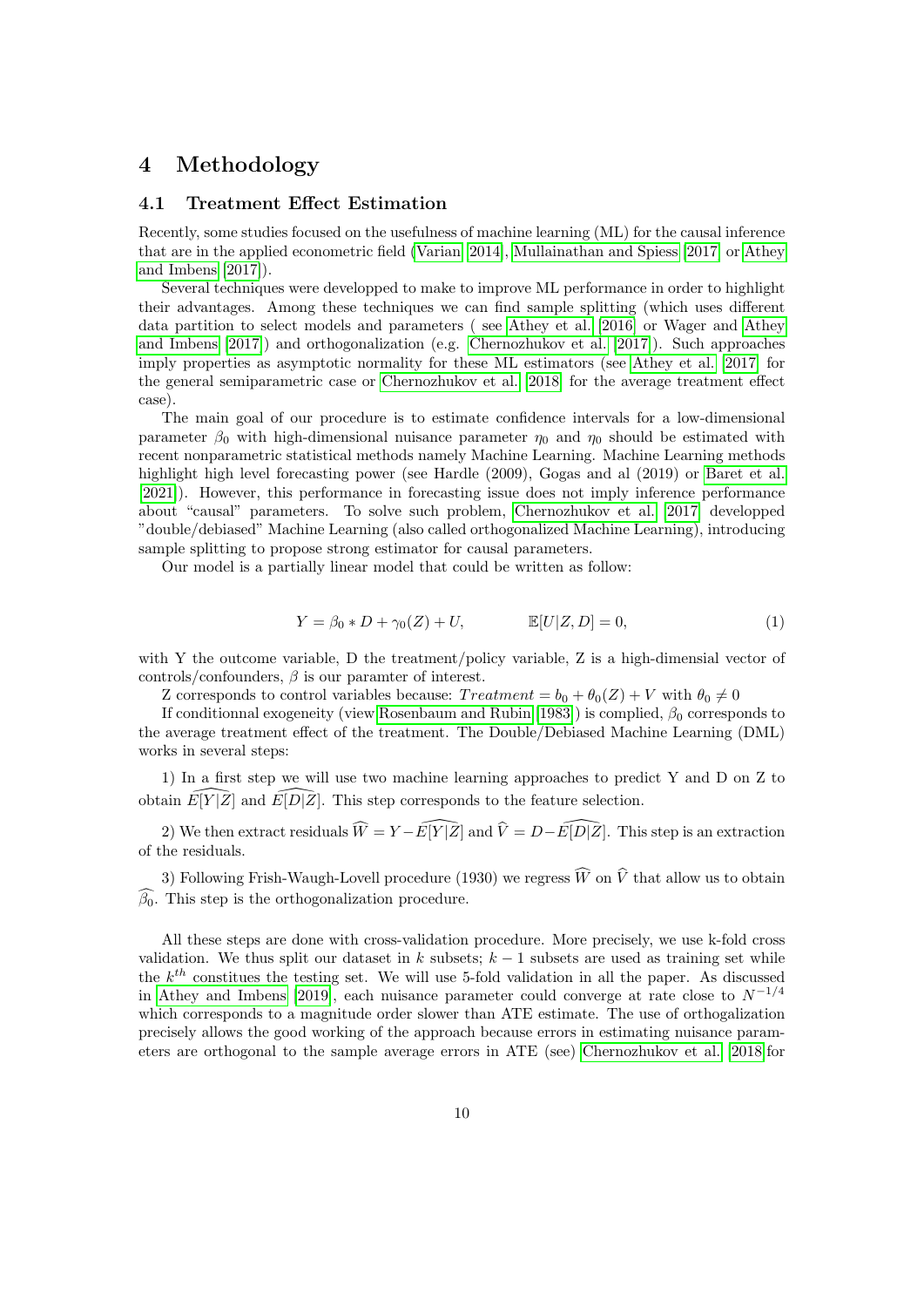# 4 Methodology

## 4.1 Treatment Effect Estimation

Recently, some studies focused on the usefulness of machine learning (ML) for the causal inference that are in the applied econometric field (Varian 2014, Mullainathan and Spiess 2017 or Athey and Imbens 2017).

Several techniques were developped to make to improve ML performance in order to highlight their advantages. Among these techniques we can find sample splitting (which uses different data partition to select models and parameters ( see Athey et al. 2016 or Wager and Athey and Imbens 2017) and orthogonalization (e.g. Chernozhukov et al. 2017). Such approaches imply properties as asymptotic normality for these ML estimators (see Athey et al. 2017 for the general semiparametric case or Chernozhukov et al. 2018 for the average treatment effect case).

The main goal of our procedure is to estimate confidence intervals for a low-dimensional parameter $\beta_0$ with high-dimensional nuisance parameter $\eta_0$ and $\eta_0$ should be estimated with recent nonparametric statistical methods namely Machine Learning. Machine Learning methods highlight high level forecasting power (see Hardle (2009), Gogas and al (2019) or Baret et al. 2021). However, this performance in forecasting issue does not imply inference performance about "causal" parameters. To solve such problem, Chernozhukov et al. 2017 developped "double/debiased" Machine Learning (also called orthogonalized Machine Learning), introducing sample splitting to propose strong estimator for causal parameters.

Our model is a partially linear model that could be written as follow:

$$Y = \beta_0 * D + \gamma_0(Z) + U, \qquad \mathbb{E}[U|Z, D] = 0, \tag{1}$$

with Y the outcome variable, D the treatment/policy variable, Z is a high-dimensional vector of controls/confounders, $\beta$ is our paramter of interest.

Z corresponds to control variables because: $Treatment = b_0 + \theta_0(Z) + V$ with $\theta_0 \neq 0$

If conditionnal exogeneity (view Rosenbaum and Rubin 1983) is complied, $\beta_0$ corresponds to the average treatment effect of the treatment. The Double/Debiased Machine Learning (DML) works in several steps:

1) In a first step we will use two machine learning approaches to predict Y and D on Z to obtain $\widehat{E[Y|Z]}$ and $\widehat{E[D|Z]}$. This step corresponds to the feature selection.

2) We then extract residuals $\widehat{W} = Y - \widehat{E[Y|Z]}$ and $\widehat{V} = D - \widehat{E[D|Z]}$. This step is an extraction of the residuals.

3) Following Frish-Waugh-Lovell procedure (1930) we regress $\widehat{W}$ on $\widehat{V}$ that allow us to obtain $\widehat{\beta_0}$. This step is the orthogonalization procedure.

All these steps are done with cross-validation procedure. More precisely, we use k-fold cross validation. We thus split our dataset in $k$ subsets; $k-1$ subsets are used as training set while the $k^{th}$ constitues the testing set. We will use 5-fold validation in all the paper. As discussed in Athey and Imbens 2019, each nuisance parameter could converge at rate close to $N^{-1/4}$ which corresponds to a magnitude order slower than ATE estimate. The use of orthogalization precisely allows the good working of the approach because errors in estimating nuisance parameters are orthogonal to the sample average errors in ATE (see) Chernozhukov et al. 2018 for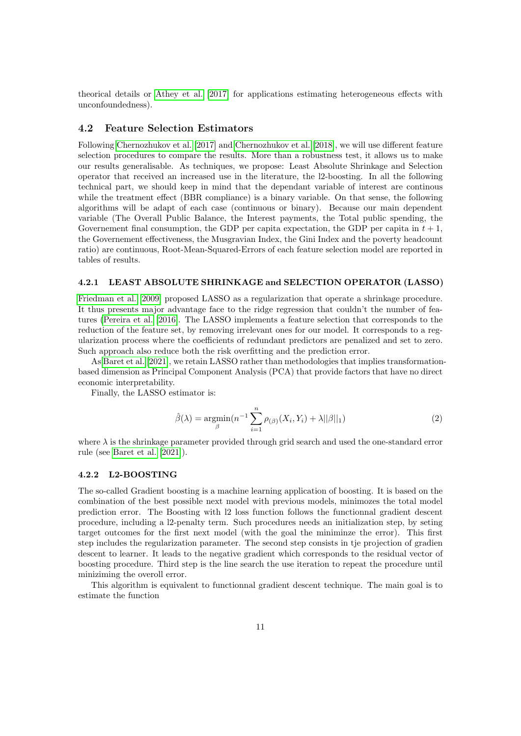theorical details or Athey et al. [2017] for applications estimating heterogeneous effects with unconfoundedness).

### 4.2 Feature Selection Estimators

Following Chernozhukov et al. [2017] and Chernozhukov et al. [2018], we will use different feature selection procedures to compare the results. More than a robustness test, it allows us to make our results generalisable. As techniques, we propose: Least Absolute Shrinkage and Selection operator that received an increased use in the literature, the l2-boosting. In all the following technical part, we should keep in mind that the dependant variable of interest are continous while the treatment effect (BBR compliance) is a binary variable. On that sense, the following algorithms will be adapt of each case (continuous or binary). Because our main dependent variable (The Overall Public Balance, the Interest payments, the Total public spending, the Governement final consumption, the GDP per capita expectation, the GDP per capita in $t + 1$, the Governement effectiveness, the Musgravian Index, the Gini Index and the poverty headcount ratio) are continuous, Root-Mean-Squared-Errors of each feature selection model are reported in tables of results.

#### 4.2.1 LEAST ABSOLUTE SHRINKAGE and SELECTION OPERATOR (LASSO)

Friedman et al. [2009] proposed LASSO as a regularization that operate a shrinkage procedure. It thus presents major advantage face to the ridge regression that couldn't the number of features (Pereira et al. [2016]. The LASSO implements a feature selection that corresponds to the reduction of the feature set, by removing irrelevant ones for our model. It corresponds to a regularization process where the coefficients of redundant predictors are penalized and set to zero. Such approach also reduce both the risk overfitting and the prediction error.

As Baret et al. [2021], we retain LASSO rather than methodologies that implies transformation-based dimension as Principal Component Analysis (PCA) that provide factors that have no direct economic interpretability.

Finally, the LASSO estimator is:

$$\hat{\beta}(\lambda) = \underset{\beta}{\operatorname{argmin}}(n^{-1}\sum_{i=1}^{n}\rho_{(\beta)}(X_i, Y_i) + \lambda||\beta||_1) \tag{2}$$

where $\lambda$ is the shrinkage parameter provided through grid search and used the one-standard error rule (see Baret et al. [2021]).

#### 4.2.2 L2-BOOSTING

The so-called Gradient boosting is a machine learning application of boosting. It is based on the combination of the best possible next model with previous models, minimozes the total model prediction error. The Boosting with l2 loss function follows the functionnal gradient descent procedure, including a l2-penalty term. Such procedures needs an initialization step, by seting target outcomes for the first next model (with the goal the miniminze the error). This first step includes the regularization parameter. The second step consists in tje projection of gradien descent to learner. It leads to the negative gradient which corresponds to the residual vector of boosting procedure. Third step is the line search the use iteration to repeat the procedure until miniziming the overoll error.

This algorithm is equivalent to functionnal gradient descent technique. The main goal is to estimate the function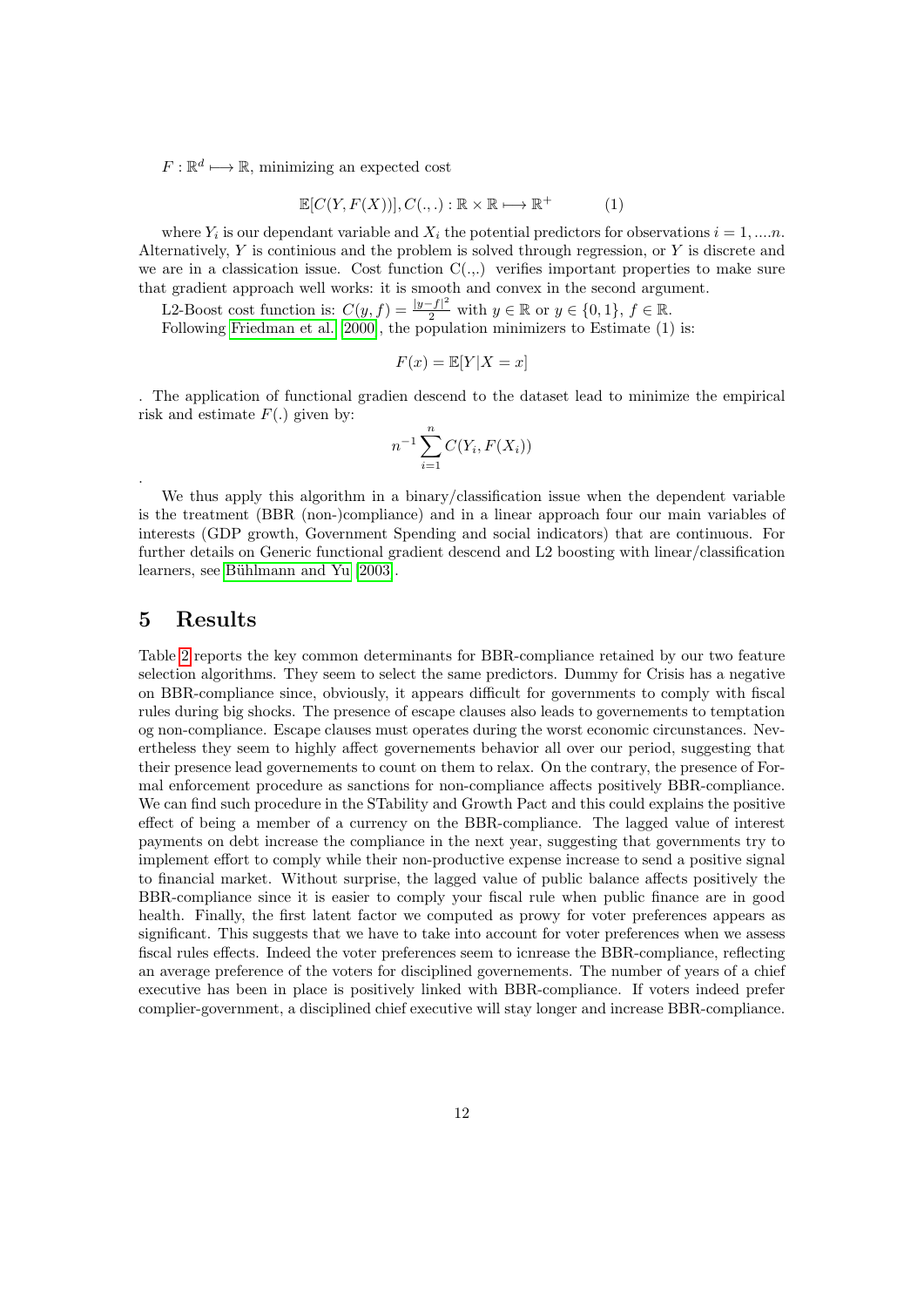$F : \mathbb{R}^d \longmapsto \mathbb{R}$, minimizing an expected cost

$$\mathbb{E}[C(Y, F(X))], C(.,.) : \mathbb{R} \times \mathbb{R} \longmapsto \mathbb{R}^+ \qquad (1)$$

where $Y_i$ is our dependant variable and $X_i$ the potential predictors for observations $i = 1, ....n$. Alternatively, $Y$ is continious and the problem is solved through regression, or $Y$ is discrete and we are in a classication issue. Cost function C(.,.) verifies important properties to make sure that gradient approach well works: it is smooth and convex in the second argument.

L2-Boost cost function is: $C(y, f) = \frac{|y-f|^2}{2}$ with $y \in \mathbb{R}$ or $y \in \{0, 1\}$, $f \in \mathbb{R}$.

Following Friedman et al. [2000], the population minimizers to Estimate (1) is:

$$F(x) = \mathbb{E}[Y|X = x]$$

. The application of functional gradien descend to the dataset lead to minimize the empirical risk and estimate $F(.)$ given by:

$$n^{-1} \sum_{i=1}^{n} C(Y_i, F(X_i))$$

.

We thus apply this algorithm in a binary/classification issue when the dependent variable is the treatment (BBR (non-)compliance) and in a linear approach four our main variables of interests (GDP growth, Government Spending and social indicators) that are continuous. For further details on Generic functional gradient descend and L2 boosting with linear/classification learners, see Bühlmann and Yu [2003].

## 5 Results

Table 2 reports the key common determinants for BBR-compliance retained by our two feature selection algorithms. They seem to select the same predictors. Dummy for Crisis has a negative on BBR-compliance since, obviously, it appears difficult for governments to comply with fiscal rules during big shocks. The presence of escape clauses also leads to governements to temptation og non-compliance. Escape clauses must operates during the worst economic circumstances. Nevertheless they seem to highly affect governements behavior all over our period, suggesting that their presence lead governements to count on them to relax. On the contrary, the presence of Formal enforcement procedure as sanctions for non-compliance affects positively BBR-compliance. We can find such procedure in the STability and Growth Pact and this could explains the positive effect of being a member of a currency on the BBR-compliance. The lagged value of interest payments on debt increase the compliance in the next year, suggesting that governments try to implement effort to comply while their non-productive expense increase to send a positive signal to financial market. Without surprise, the lagged value of public balance affects positively the BBR-compliance since it is easier to comply your fiscal rule when public finance are in good health. Finally, the first latent factor we computed as prowy for voter preferences appears as significant. This suggests that we have to take into account for voter preferences when we assess fiscal rules effects. Indeed the voter preferences seem to icnrease the BBR-compliance, reflecting an average preference of the voters for disciplined governements. The number of years of a chief executive has been in place is positively linked with BBR-compliance. If voters indeed prefer complier-government, a disciplined chief executive will stay longer and increase BBR-compliance.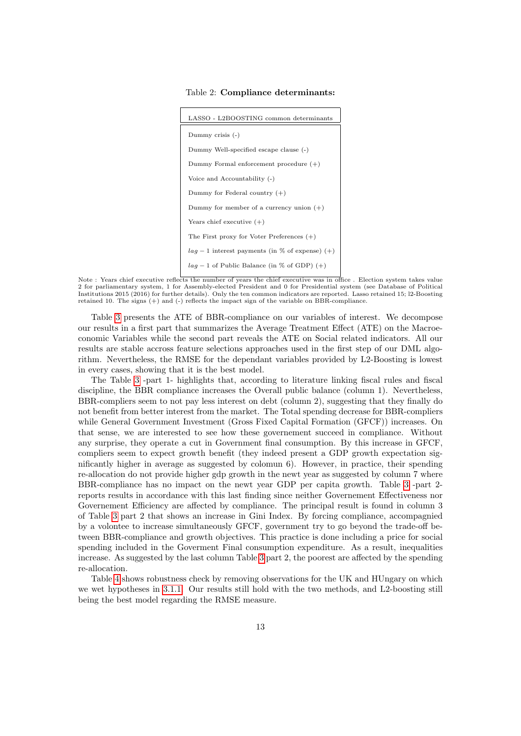Table 2: **Compliance determinants:**

| LASSO - L2BOOSTING common determinants |
|---|
| Dummy crisis (-) |
| Dummy Well-specified escape clause (-) |
| Dummy Formal enforcement procedure (+) |
| Voice and Accountability (-) |
| Dummy for Federal country (+) |
| Dummy for member of a currency union (+) |
| Years chief executive (+) |
| The First proxy for Voter Preferences (+) |
| $lag-1$ interest payments (in % of expense) (+) |
| $lag-1$ of Public Balance (in % of GDP) (+) |

Note : Years chief executive reflects the number of years the chief executive was in office . Election system takes value 2 for parliamentary system, 1 for Assembly-elected President and 0 for Presidential system (see Database of Political Institutions 2015 (2016) for further details). Only the ten common indicators are reported. Lasso retained 15; l2-Boosting retained 10. The signs (+) and (-) reflects the impact sign of the variable on BBR-compliance.

Table 3 presents the ATE of BBR-compliance on our variables of interest. We decompose our results in a first part that summarizes the Average Treatment Effect (ATE) on the Macroeconomic Variables while the second part reveals the ATE on Social related indicators. All our results are stable accross feature selections approaches used in the first step of our DML algorithm. Nevertheless, the RMSE for the dependant variables provided by L2-Boosting is lowest in every cases, showing that it is the best model.

The Table 3 -part 1- highlights that, according to literature linking fiscal rules and fiscal discipline, the BBR compliance increases the Overall public balance (column 1). Nevertheless, BBR-compliers seem to not pay less interest on debt (column 2), suggesting that they finally do not benefit from better interest from the market. The Total spending decrease for BBR-compliers while General Government Investment (Gross Fixed Capital Formation (GFCF)) increases. On that sense, we are interested to see how these governement succeed in compliance. Without any surprise, they operate a cut in Government final consumption. By this increase in GFCF, compliers seem to expect growth benefit (they indeed present a GDP growth expectation significantly higher in average as suggested by colomun 6). However, in practice, their spending re-allocation do not provide higher gdp growth in the newt year as suggested by column 7 where BBR-compliance has no impact on the newt year GDP per capita growth. Table 3 -part 2- reports results in accordance with this last finding since neither Governement Effectiveness nor Governement Efficiency are affected by compliance. The principal result is found in column 3 of Table 3 part 2 that shows an increase in Gini Index. By forcing compliance, accompagnied by a volontee to increase simultaneously GFCF, government try to go beyond the trade-off between BBR-compliance and growth objectives. This practice is done including a price for social spending included in the Goverment Final consumption expenditure. As a result, inequalities increase. As suggested by the last column Table 3 part 2, the poorest are affected by the spending re-allocation.

Table 4 shows robustness check by removing observations for the UK and HUngary on which we wet hypotheses in 3.1.1. Our results still hold with the two methods, and L2-boosting still being the best model regarding the RMSE measure.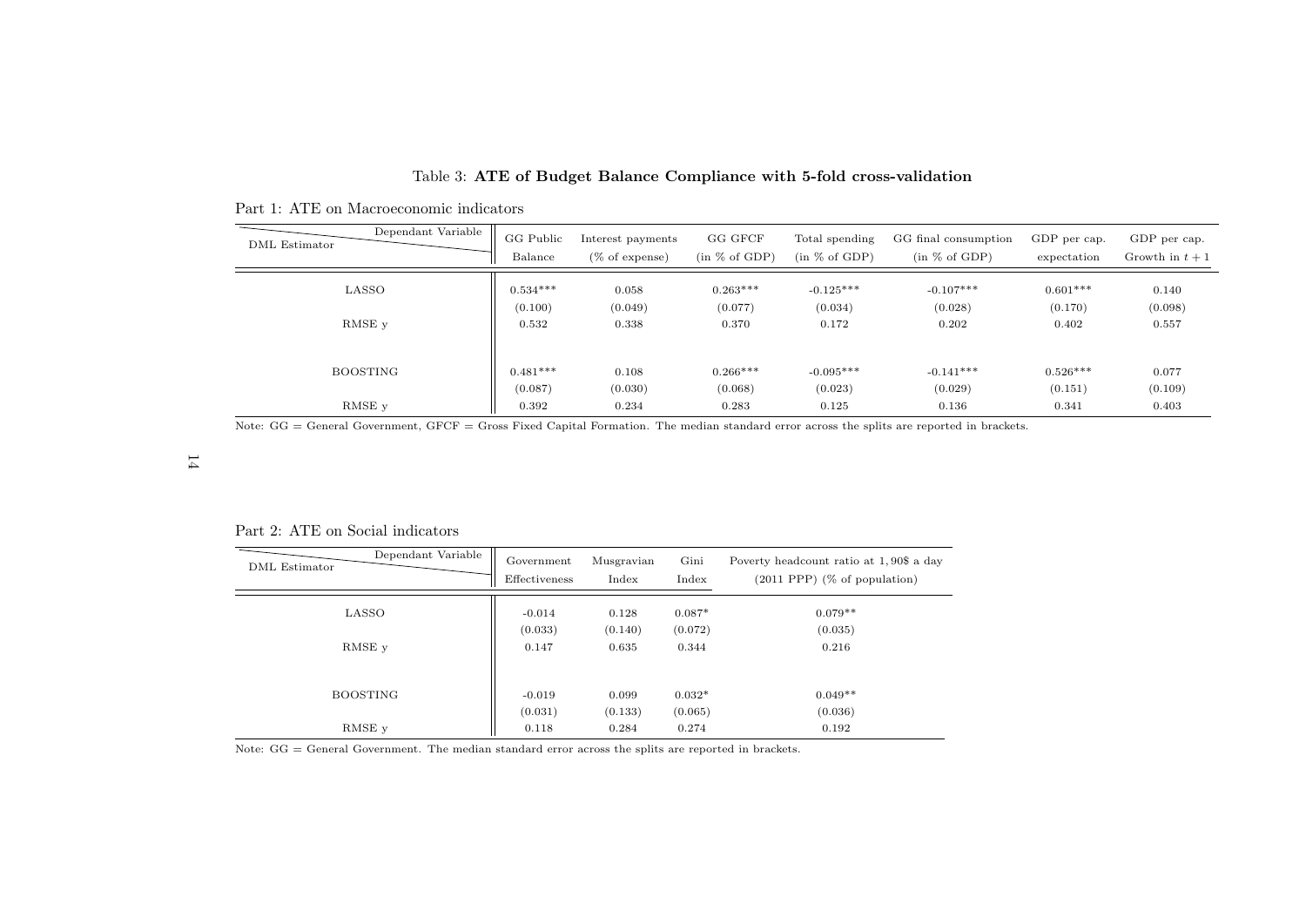Table 3: **ATE of Budget Balance Compliance with 5-fold cross-validation**

Part 1: ATE on Macroeconomic indicators

| DML Estimator \ Dependant Variable | GG Public Balance | Interest payments (% of expense) | GG GFCF (in % of GDP) | Total spending (in % of GDP) | GG final consumption (in % of GDP) | GDP per cap. expectation | GDP per cap. Growth in $t+1$ |
|---|---|---|---|---|---|---|---|
| LASSO | 0.534*** | 0.058 | 0.263*** | -0.125*** | -0.107*** | 0.601*** | 0.140 |
| | (0.100) | (0.049) | (0.077) | (0.034) | (0.028) | (0.170) | (0.098) |
| RMSE y | 0.532 | 0.338 | 0.370 | 0.172 | 0.202 | 0.402 | 0.557 |
| BOOSTING | 0.481*** | 0.108 | 0.266*** | -0.095*** | -0.141*** | 0.526*** | 0.077 |
| | (0.087) | (0.030) | (0.068) | (0.023) | (0.029) | (0.151) | (0.109) |
| RMSE y | 0.392 | 0.234 | 0.283 | 0.125 | 0.136 | 0.341 | 0.403 |

Note: GG = General Government, GFCF = Gross Fixed Capital Formation. The median standard error across the splits are reported in brackets.

Part 2: ATE on Social indicators

| DML Estimator \ Dependant Variable | Government Effectiveness | Musgravian Index | Gini Index | Poverty headcount ratio at 1,90$ a day (2011 PPP) (% of population) |
|---|---|---|---|---|
| LASSO | -0.014 | 0.128 | 0.087* | 0.079** |
| | (0.033) | (0.140) | (0.072) | (0.035) |
| RMSE y | 0.147 | 0.635 | 0.344 | 0.216 |
| BOOSTING | -0.019 | 0.099 | 0.032* | 0.049** |
| | (0.031) | (0.133) | (0.065) | (0.036) |
| RMSE y | 0.118 | 0.284 | 0.274 | 0.192 |

Note: GG = General Government. The median standard error across the splits are reported in brackets.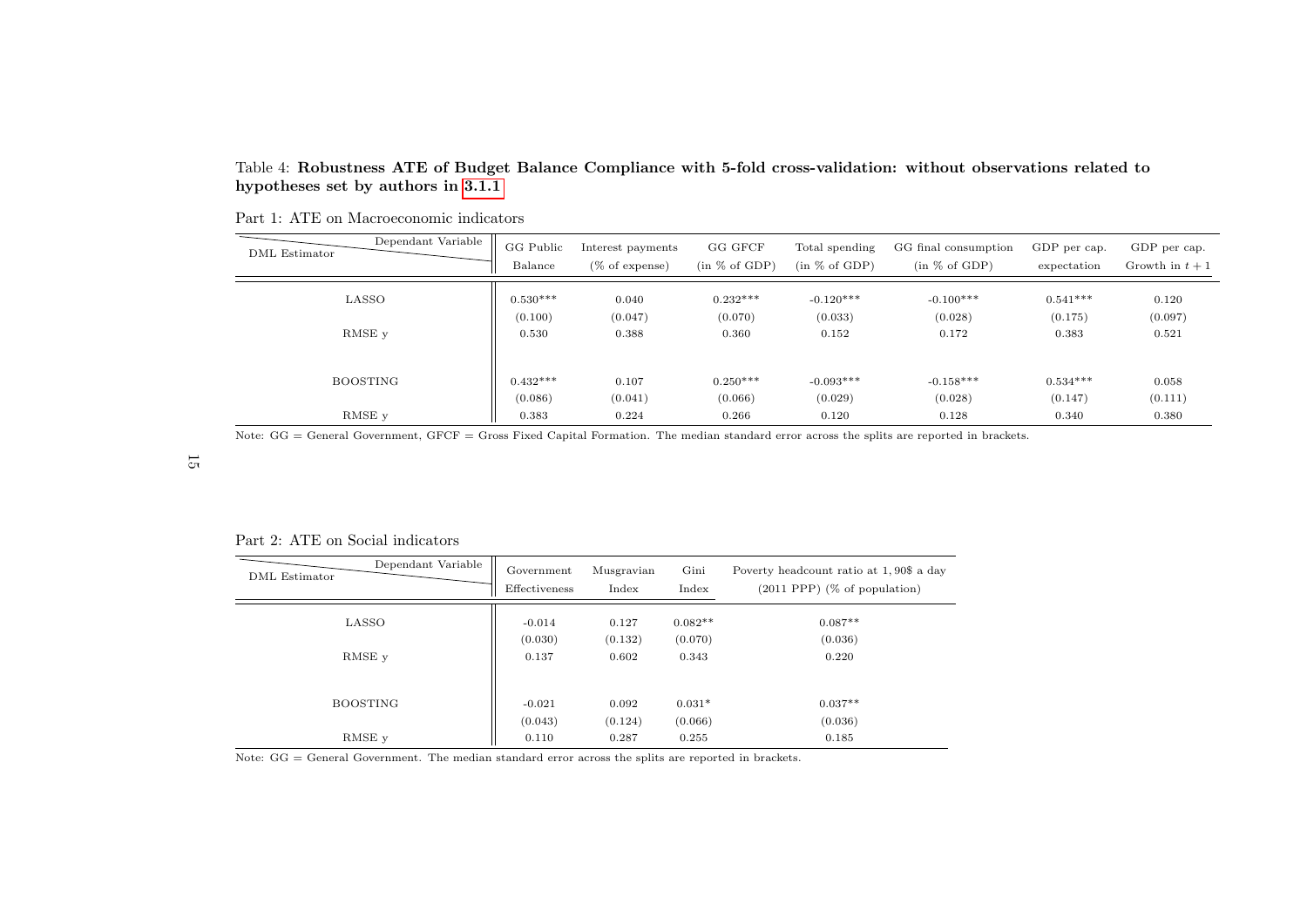Table 4: **Robustness ATE of Budget Balance Compliance with 5-fold cross-validation: without observations related to hypotheses set by authors in 3.1.1**

Part 1: ATE on Macroeconomic indicators

| DML Estimator \ Dependant Variable | GG Public Balance | Interest payments (% of expense) | GG GFCF (in % of GDP) | Total spending (in % of GDP) | GG final consumption (in % of GDP) | GDP per cap. expectation | GDP per cap. Growth in $t+1$ |
|---|---|---|---|---|---|---|---|
| LASSO | 0.530*** | 0.040 | 0.232*** | -0.120*** | -0.100*** | 0.541*** | 0.120 |
| | (0.100) | (0.047) | (0.070) | (0.033) | (0.028) | (0.175) | (0.097) |
| RMSE y | 0.530 | 0.388 | 0.360 | 0.152 | 0.172 | 0.383 | 0.521 |
| BOOSTING | 0.432*** | 0.107 | 0.250*** | -0.093*** | -0.158*** | 0.534*** | 0.058 |
| | (0.086) | (0.041) | (0.066) | (0.029) | (0.028) | (0.147) | (0.111) |
| RMSE y | 0.383 | 0.224 | 0.266 | 0.120 | 0.128 | 0.340 | 0.380 |

Note: GG = General Government, GFCF = Gross Fixed Capital Formation. The median standard error across the splits are reported in brackets.

Part 2: ATE on Social indicators

| DML Estimator \ Dependant Variable | Government Effectiveness | Musgravian Index | Gini Index | Poverty headcount ratio at 1,90$ a day (2011 PPP) (% of population) |
|---|---|---|---|---|
| LASSO | -0.014 | 0.127 | 0.082** | 0.087** |
| | (0.030) | (0.132) | (0.070) | (0.036) |
| RMSE y | 0.137 | 0.602 | 0.343 | 0.220 |
| BOOSTING | -0.021 | 0.092 | 0.031* | 0.037** |
| | (0.043) | (0.124) | (0.066) | (0.036) |
| RMSE y | 0.110 | 0.287 | 0.255 | 0.185 |

Note: GG = General Government. The median standard error across the splits are reported in brackets.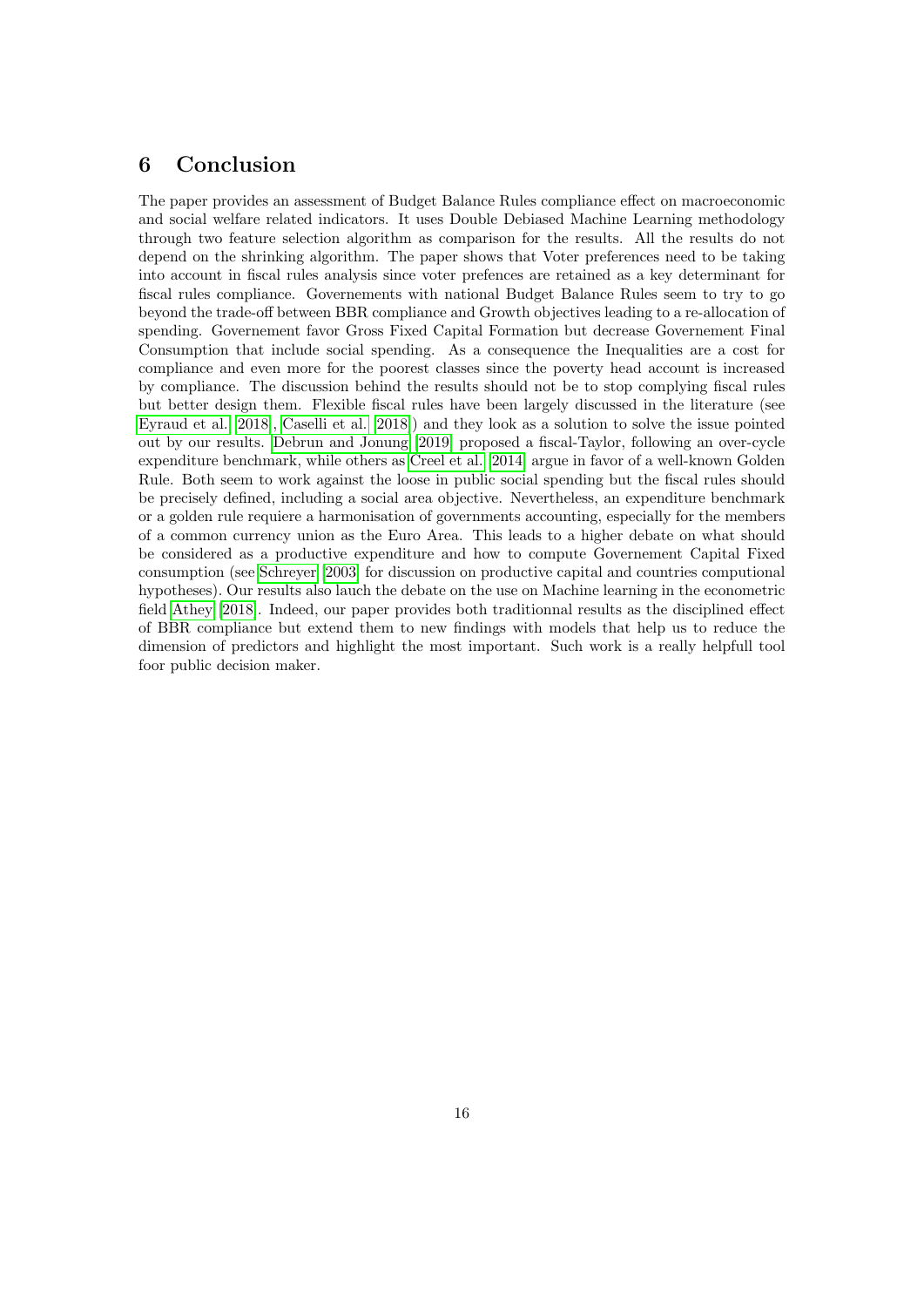# 6 Conclusion

The paper provides an assessment of Budget Balance Rules compliance effect on macroeconomic and social welfare related indicators. It uses Double Debiased Machine Learning methodology through two feature selection algorithm as comparison for the results. All the results do not depend on the shrinking algorithm. The paper shows that Voter preferences need to be taking into account in fiscal rules analysis since voter prefences are retained as a key determinant for fiscal rules compliance. Governements with national Budget Balance Rules seem to try to go beyond the trade-off between BBR compliance and Growth objectives leading to a re-allocation of spending. Governement favor Gross Fixed Capital Formation but decrease Governement Final Consumption that include social spending. As a consequence the Inequalities are a cost for compliance and even more for the poorest classes since the poverty head account is increased by compliance. The discussion behind the results should not be to stop complying fiscal rules but better design them. Flexible fiscal rules have been largely discussed in the literature (see Eyraud et al. [2018], Caselli et al. [2018]) and they look as a solution to solve the issue pointed out by our results. Debrun and Jonung [2019] proposed a fiscal-Taylor, following an over-cycle expenditure benchmark, while others as Creel et al. [2014] argue in favor of a well-known Golden Rule. Both seem to work against the loose in public social spending but the fiscal rules should be precisely defined, including a social area objective. Nevertheless, an expenditure benchmark or a golden rule requiere a harmonisation of governments accounting, especially for the members of a common currency union as the Euro Area. This leads to a higher debate on what should be considered as a productive expenditure and how to compute Governement Capital Fixed consumption (see Schreyer [2003] for discussion on productive capital and countries computional hypotheses). Our results also lauch the debate on the use on Machine learning in the econometric field Athey [2018]. Indeed, our paper provides both traditionnal results as the disciplined effect of BBR compliance but extend them to new findings with models that help us to reduce the dimension of predictors and highlight the most important. Such work is a really helpfull tool foor public decision maker.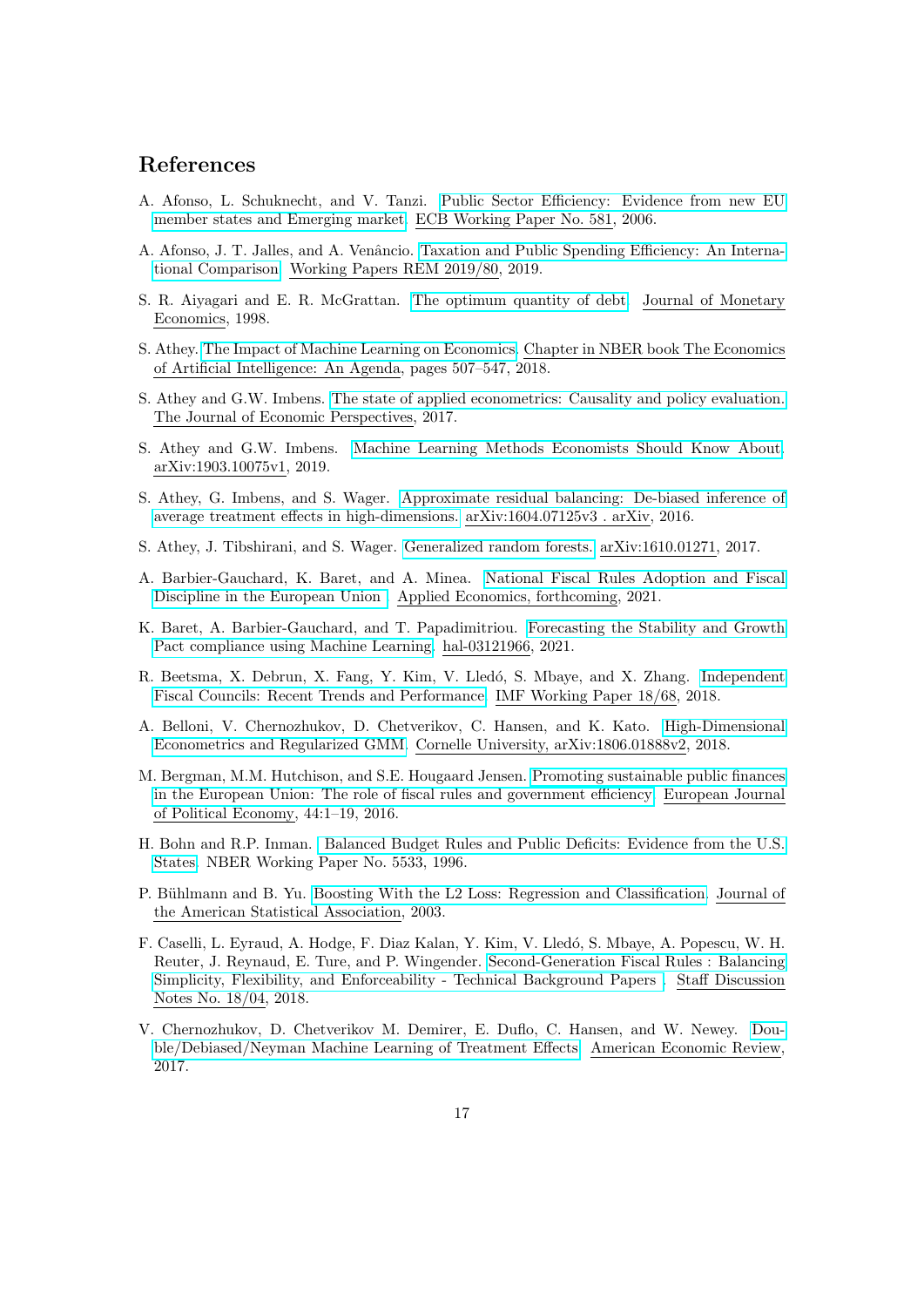## References

A. Afonso, L. Schuknecht, and V. Tanzi. Public Sector Efficiency: Evidence from new EU member states and Emerging market. ECB Working Paper No. 581, 2006.

A. Afonso, J. T. Jalles, and A. Venâncio. Taxation and Public Spending Efficiency: An International Comparison. Working Papers REM 2019/80, 2019.

S. R. Aiyagari and E. R. McGrattan. The optimum quantity of debt. Journal of Monetary Economics, 1998.

S. Athey. The Impact of Machine Learning on Economics. Chapter in NBER book The Economics of Artificial Intelligence: An Agenda, pages 507–547, 2018.

S. Athey and G.W. Imbens. The state of applied econometrics: Causality and policy evaluation. The Journal of Economic Perspectives, 2017.

S. Athey and G.W. Imbens. Machine Learning Methods Economists Should Know About. arXiv:1903.10075v1, 2019.

S. Athey, G. Imbens, and S. Wager. Approximate residual balancing: De-biased inference of average treatment effects in high-dimensions. arXiv:1604.07125v3 . arXiv, 2016.

S. Athey, J. Tibshirani, and S. Wager. Generalized random forests. arXiv:1610.01271, 2017.

A. Barbier-Gauchard, K. Baret, and A. Minea. National Fiscal Rules Adoption and Fiscal Discipline in the European Union . Applied Economics, forthcoming, 2021.

K. Baret, A. Barbier-Gauchard, and T. Papadimitriou. Forecasting the Stability and Growth Pact compliance using Machine Learning. hal-03121966, 2021.

R. Beetsma, X. Debrun, X. Fang, Y. Kim, V. Lledó, S. Mbaye, and X. Zhang. Independent Fiscal Councils: Recent Trends and Performance. IMF Working Paper 18/68, 2018.

A. Belloni, V. Chernozhukov, D. Chetverikov, C. Hansen, and K. Kato. High-Dimensional Econometrics and Regularized GMM. Cornelle University, arXiv:1806.01888v2, 2018.

M. Bergman, M.M. Hutchison, and S.E. Hougaard Jensen. Promoting sustainable public finances in the European Union: The role of fiscal rules and government efficiency. European Journal of Political Economy, 44:1–19, 2016.

H. Bohn and R.P. Inman. Balanced Budget Rules and Public Deficits: Evidence from the U.S. States. NBER Working Paper No. 5533, 1996.

P. Bühlmann and B. Yu. Boosting With the L2 Loss: Regression and Classification. Journal of the American Statistical Association, 2003.

F. Caselli, L. Eyraud, A. Hodge, F. Diaz Kalan, Y. Kim, V. Lledó, S. Mbaye, A. Popescu, W. H. Reuter, J. Reynaud, E. Ture, and P. Wingender. Second-Generation Fiscal Rules : Balancing Simplicity, Flexibility, and Enforceability - Technical Background Papers . Staff Discussion Notes No. 18/04, 2018.

V. Chernozhukov, D. Chetverikov M. Demirer, E. Duflo, C. Hansen, and W. Newey. Double/Debiased/Neyman Machine Learning of Treatment Effects. American Economic Review, 2017.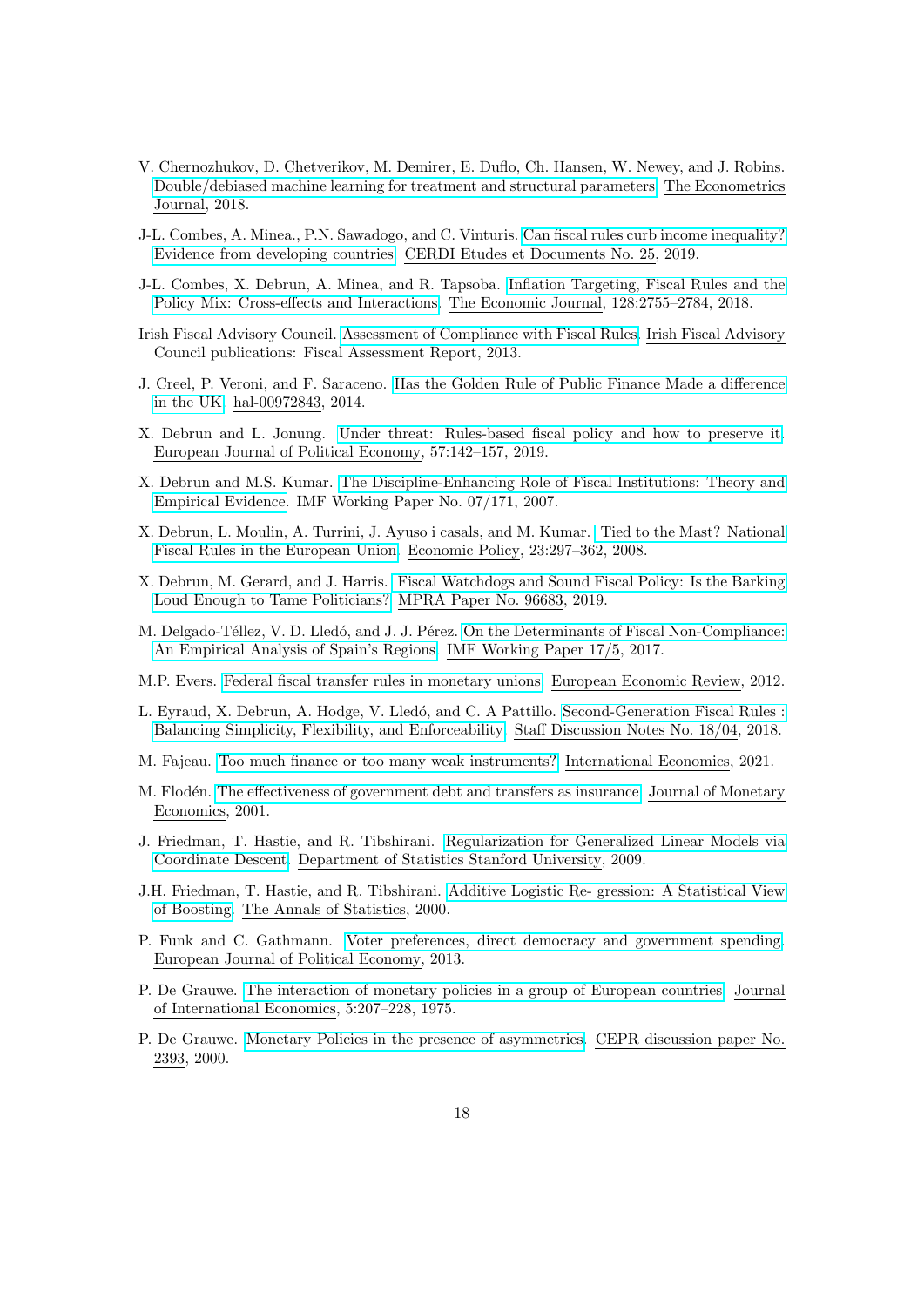V. Chernozhukov, D. Chetverikov, M. Demirer, E. Duflo, Ch. Hansen, W. Newey, and J. Robins. Double/debiased machine learning for treatment and structural parameters. The Econometrics Journal, 2018.

J-L. Combes, A. Minea., P.N. Sawadogo, and C. Vinturis. Can fiscal rules curb income inequality? Evidence from developing countries. CERDI Etudes et Documents No. 25, 2019.

J-L. Combes, X. Debrun, A. Minea, and R. Tapsoba. Inflation Targeting, Fiscal Rules and the Policy Mix: Cross-effects and Interactions. The Economic Journal, 128:2755–2784, 2018.

Irish Fiscal Advisory Council. Assessment of Compliance with Fiscal Rules. Irish Fiscal Advisory Council publications: Fiscal Assessment Report, 2013.

J. Creel, P. Veroni, and F. Saraceno. Has the Golden Rule of Public Finance Made a difference in the UK. hal-00972843, 2014.

X. Debrun and L. Jonung. Under threat: Rules-based fiscal policy and how to preserve it. European Journal of Political Economy, 57:142–157, 2019.

X. Debrun and M.S. Kumar. The Discipline-Enhancing Role of Fiscal Institutions: Theory and Empirical Evidence. IMF Working Paper No. 07/171, 2007.

X. Debrun, L. Moulin, A. Turrini, J. Ayuso i casals, and M. Kumar. Tied to the Mast? National Fiscal Rules in the European Union. Economic Policy, 23:297–362, 2008.

X. Debrun, M. Gerard, and J. Harris. Fiscal Watchdogs and Sound Fiscal Policy: Is the Barking Loud Enough to Tame Politicians? MPRA Paper No. 96683, 2019.

M. Delgado-Téllez, V. D. Lledó, and J. J. Pérez. On the Determinants of Fiscal Non-Compliance: An Empirical Analysis of Spain's Regions. IMF Working Paper 17/5, 2017.

M.P. Evers. Federal fiscal transfer rules in monetary unions. European Economic Review, 2012.

L. Eyraud, X. Debrun, A. Hodge, V. Lledó, and C. A Pattillo. Second-Generation Fiscal Rules : Balancing Simplicity, Flexibility, and Enforceability. Staff Discussion Notes No. 18/04, 2018.

M. Fajeau. Too much finance or too many weak instruments? International Economics, 2021.

M. Flodén. The effectiveness of government debt and transfers as insurance. Journal of Monetary Economics, 2001.

J. Friedman, T. Hastie, and R. Tibshirani. Regularization for Generalized Linear Models via Coordinate Descent. Department of Statistics Stanford University, 2009.

J.H. Friedman, T. Hastie, and R. Tibshirani. Additive Logistic Re- gression: A Statistical View of Boosting. The Annals of Statistics, 2000.

P. Funk and C. Gathmann. Voter preferences, direct democracy and government spending. European Journal of Political Economy, 2013.

P. De Grauwe. The interaction of monetary policies in a group of European countries. Journal of International Economics, 5:207–228, 1975.

P. De Grauwe. Monetary Policies in the presence of asymmetries. CEPR discussion paper No. 2393, 2000.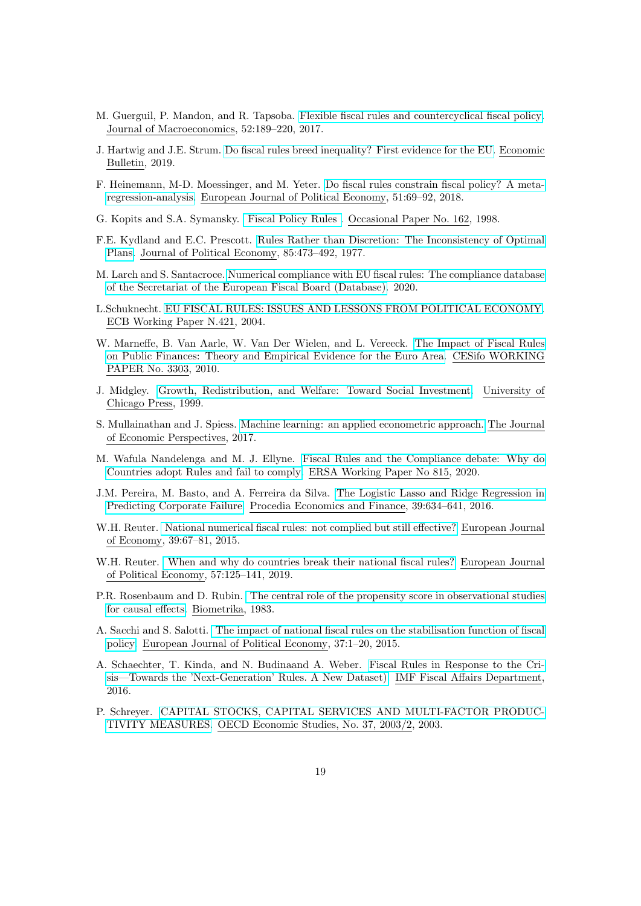M. Guerguil, P. Mandon, and R. Tapsoba. Flexible fiscal rules and countercyclical fiscal policy. Journal of Macroeconomics, 52:189–220, 2017.

J. Hartwig and J.E. Strum. Do fiscal rules breed inequality? First evidence for the EU. Economic Bulletin, 2019.

F. Heinemann, M-D. Moessinger, and M. Yeter. Do fiscal rules constrain fiscal policy? A meta-regression-analysis. European Journal of Political Economy, 51:69–92, 2018.

G. Kopits and S.A. Symansky. Fiscal Policy Rules . Occasional Paper No. 162, 1998.

F.E. Kydland and E.C. Prescott. Rules Rather than Discretion: The Inconsistency of Optimal Plans. Journal of Political Economy, 85:473–492, 1977.

M. Larch and S. Santacroce. Numerical compliance with EU fiscal rules: The compliance database of the Secretariat of the European Fiscal Board (Database). 2020.

L.Schuknecht. EU FISCAL RULES: ISSUES AND LESSONS FROM POLITICAL ECONOMY. ECB Working Paper N.421, 2004.

W. Marneffe, B. Van Aarle, W. Van Der Wielen, and L. Vereeck. The Impact of Fiscal Rules on Public Finances: Theory and Empirical Evidence for the Euro Area. CESifo WORKING PAPER No. 3303, 2010.

J. Midgley. Growth, Redistribution, and Welfare: Toward Social Investment. University of Chicago Press, 1999.

S. Mullainathan and J. Spiess. Machine learning: an applied econometric approach. The Journal of Economic Perspectives, 2017.

M. Wafula Nandelenga and M. J. Ellyne. Fiscal Rules and the Compliance debate: Why do Countries adopt Rules and fail to comply. ERSA Working Paper No 815, 2020.

J.M. Pereira, M. Basto, and A. Ferreira da Silva. The Logistic Lasso and Ridge Regression in Predicting Corporate Failure. Procedia Economics and Finance, 39:634–641, 2016.

W.H. Reuter. National numerical fiscal rules: not complied but still effective? European Journal of Economy, 39:67–81, 2015.

W.H. Reuter. When and why do countries break their national fiscal rules? European Journal of Political Economy, 57:125–141, 2019.

P.R. Rosenbaum and D. Rubin. The central role of the propensity score in observational studies for causal effects. Biometrika, 1983.

A. Sacchi and S. Salotti. The impact of national fiscal rules on the stabilisation function of fiscal policy. European Journal of Political Economy, 37:1–20, 2015.

A. Schaechter, T. Kinda, and N. Budinaand A. Weber. Fiscal Rules in Response to the Crisis—Towards the 'Next-Generation' Rules. A New Dataset). IMF Fiscal Affairs Department, 2016.

P. Schreyer. CAPITAL STOCKS, CAPITAL SERVICES AND MULTI-FACTOR PRODUCTIVITY MEASURES. OECD Economic Studies, No. 37, 2003/2, 2003.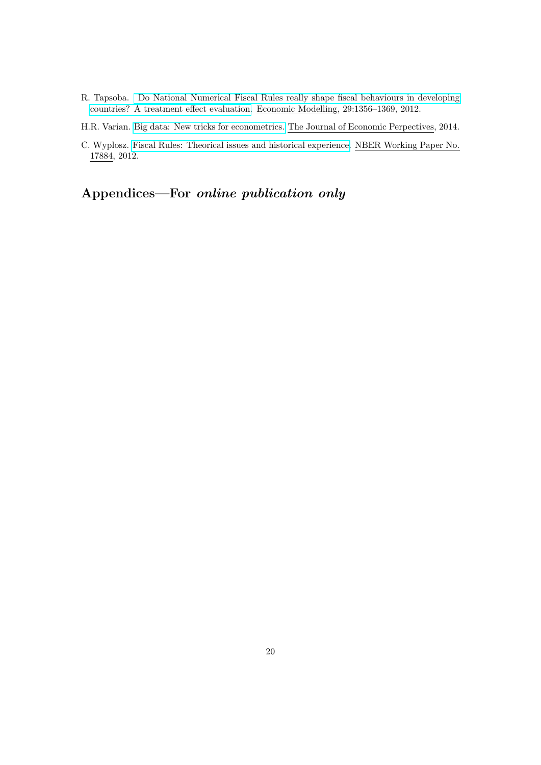R. Tapsoba. "Do National Numerical Fiscal Rules really shape fiscal behaviours in developing countries? A treatment effect evaluation. Economic Modelling, 29:1356–1369, 2012.

H.R. Varian. Big data: New tricks for econometrics. The Journal of Economic Perpectives, 2014.

C. Wyplosz. Fiscal Rules: Theorical issues and historical experience. NBER Working Paper No. 17884, 2012.

## Appendices—For *online publication only*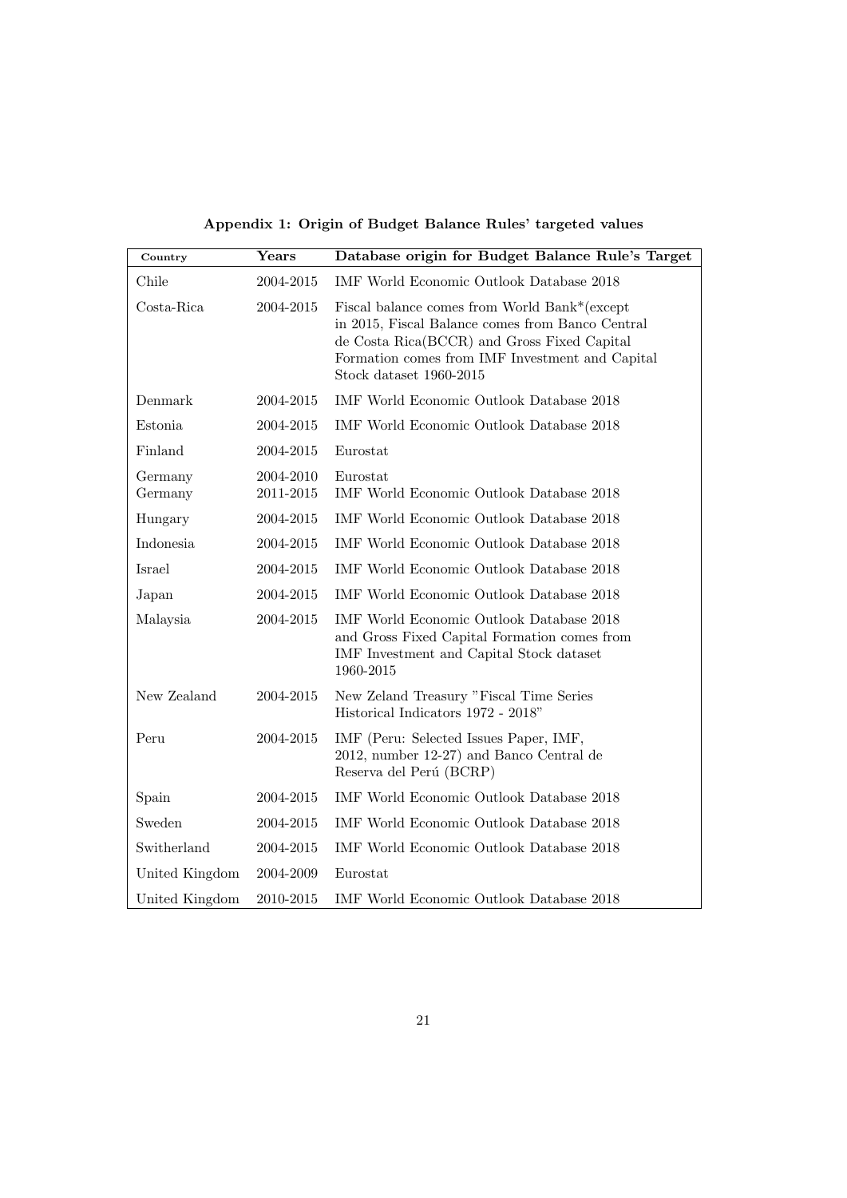**Appendix 1: Origin of Budget Balance Rules' targeted values**

| Country | Years | Database origin for Budget Balance Rule's Target |
|---|---|---|
| Chile | 2004-2015 | IMF World Economic Outlook Database 2018 |
| Costa-Rica | 2004-2015 | Fiscal balance comes from World Bank*(except in 2015, Fiscal Balance comes from Banco Central de Costa Rica(BCCR) and Gross Fixed Capital Formation comes from IMF Investment and Capital Stock dataset 1960-2015 |
| Denmark | 2004-2015 | IMF World Economic Outlook Database 2018 |
| Estonia | 2004-2015 | IMF World Economic Outlook Database 2018 |
| Finland | 2004-2015 | Eurostat |
| Germany | 2004-2010 | Eurostat |
| Germany | 2011-2015 | IMF World Economic Outlook Database 2018 |
| Hungary | 2004-2015 | IMF World Economic Outlook Database 2018 |
| Indonesia | 2004-2015 | IMF World Economic Outlook Database 2018 |
| Israel | 2004-2015 | IMF World Economic Outlook Database 2018 |
| Japan | 2004-2015 | IMF World Economic Outlook Database 2018 |
| Malaysia | 2004-2015 | IMF World Economic Outlook Database 2018 and Gross Fixed Capital Formation comes from IMF Investment and Capital Stock dataset 1960-2015 |
| New Zealand | 2004-2015 | New Zeland Treasury "Fiscal Time Series Historical Indicators 1972 - 2018" |
| Peru | 2004-2015 | IMF (Peru: Selected Issues Paper, IMF, 2012, number 12-27) and Banco Central de Reserva del Perú (BCRP) |
| Spain | 2004-2015 | IMF World Economic Outlook Database 2018 |
| Sweden | 2004-2015 | IMF World Economic Outlook Database 2018 |
| Switherland | 2004-2015 | IMF World Economic Outlook Database 2018 |
| United Kingdom | 2004-2009 | Eurostat |
| United Kingdom | 2010-2015 | IMF World Economic Outlook Database 2018 |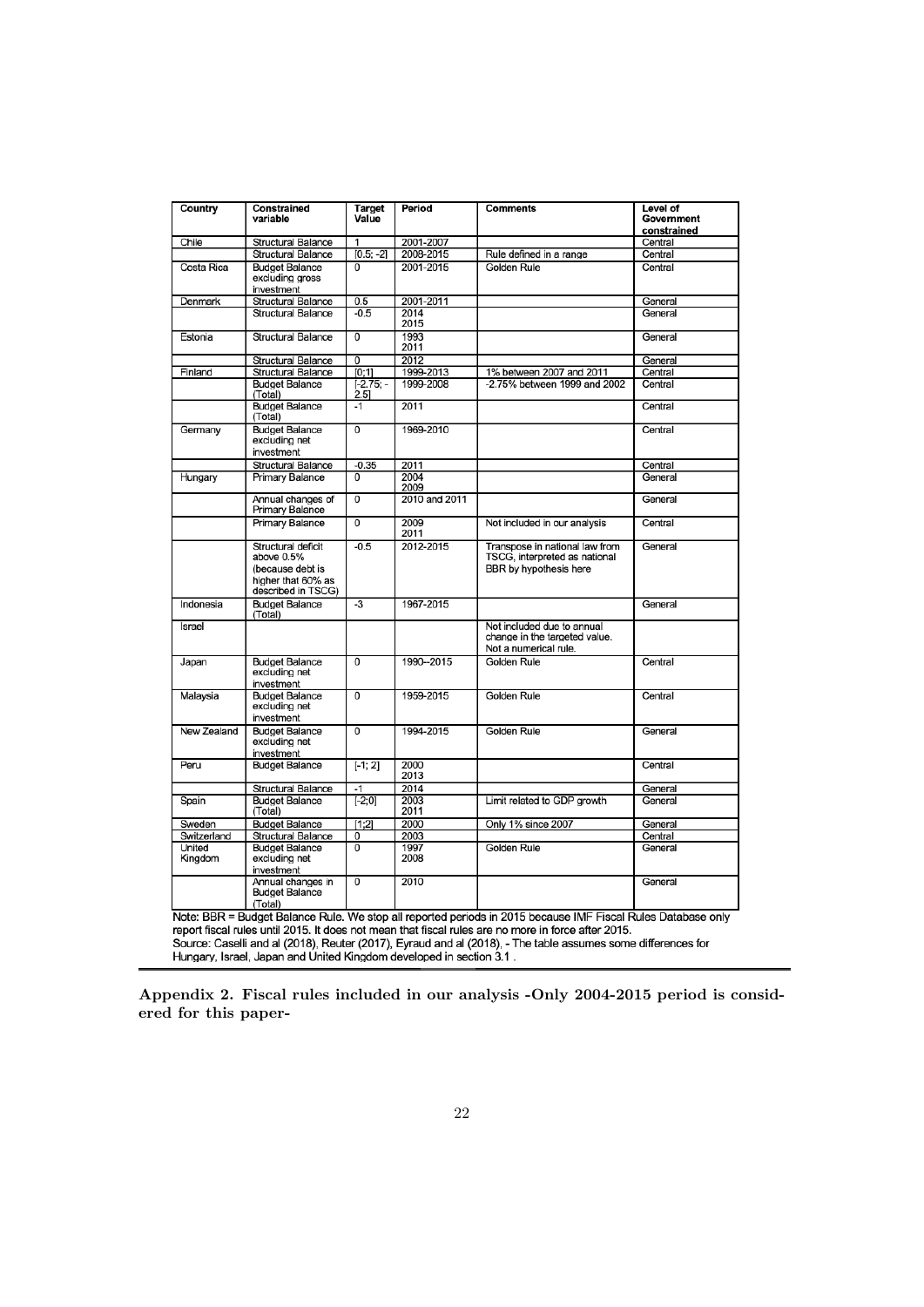| Country | Constrained variable | Target Value | Period | Comments | Level of Government constrained |
|---|---|---|---|---|---|
| Chile | Structural Balance | 1 | 2001-2007 | | Central |
| | Structural Balance | [0.5; -2] | 2008-2015 | Rule defined in a range | Central |
| Costa Rica | Budget Balance excluding gross investment | 0 | 2001-2015 | Golden Rule | Central |
| Denmark | Structural Balance | 0.5 | 2001-2011 | | General |
| | Structural Balance | -0.5 | 2014 2015 | | General |
| Estonia | Structural Balance | 0 | 1993 2011 | | General |
| | Structural Balance | 0 | 2012 | | General |
| Finland | Structural Balance | [0;1] | 1999-2013 | 1% between 2007 and 2011 | Central |
| | Budget Balance (Total) | [-2.75; -2.5] | 1999-2008 | -2.75% between 1999 and 2002 | Central |
| | Budget Balance (Total) | -1 | 2011 | | Central |
| Germany | Budget Balance excluding net investment | 0 | 1969-2010 | | Central |
| | Structural Balance | -0.35 | 2011 | | Central |
| Hungary | Primary Balance | 0 | 2004 2009 | | General |
| | Annual changes of Primary Balance | 0 | 2010 and 2011 | | General |
| | Primary Balance | 0 | 2009 2011 | Not included in our analysis | Central |
| | Structural deficit above 0.5% (because debt is higher that 60% as described in TSCG) | -0.5 | 2012-2015 | Transpose in national law from TSCG, interpreted as national BBR by hypothesis here | General |
| Indonesia | Budget Balance (Total) | -3 | 1967-2015 | | General |
| Israel | | | | Not included due to annual change in the targeted value. Not a numerical rule. | |
| Japan | Budget Balance excluding net investment | 0 | 1990--2015 | Golden Rule | Central |
| Malaysia | Budget Balance excluding net investment | 0 | 1959-2015 | Golden Rule | Central |
| New Zealand | Budget Balance excluding net investment | 0 | 1994-2015 | Golden Rule | General |
| Peru | Budget Balance | [-1; 2] | 2000 2013 | | Central |
| | Structural Balance | -1 | 2014 | | General |
| Spain | Budget Balance (Total) | [-2;0] | 2003 2011 | Limit related to GDP growth | General |
| Sweden | Budget Balance | [1;2] | 2000 | Only 1% since 2007 | General |
| Switzerland | Structural Balance | 0 | 2003 | | Central |
| United Kingdom | Budget Balance excluding net investment | 0 | 1997 2008 | Golden Rule | General |
| | Annual changes in Budget Balance (Total) | 0 | 2010 | | General |

Note: BBR = Budget Balance Rule. We stop all reported periods in 2015 because IMF Fiscal Rules Database only report fiscal rules until 2015. It does not mean that fiscal rules are no more in force after 2015.
Source: Caselli and al (2018), Reuter (2017), Eyraud and al (2018), - The table assumes some differences for Hungary, Israel, Japan and United Kingdom developed in section 3.1 .

**Appendix 2. Fiscal rules included in our analysis -Only 2004-2015 period is considered for this paper-**